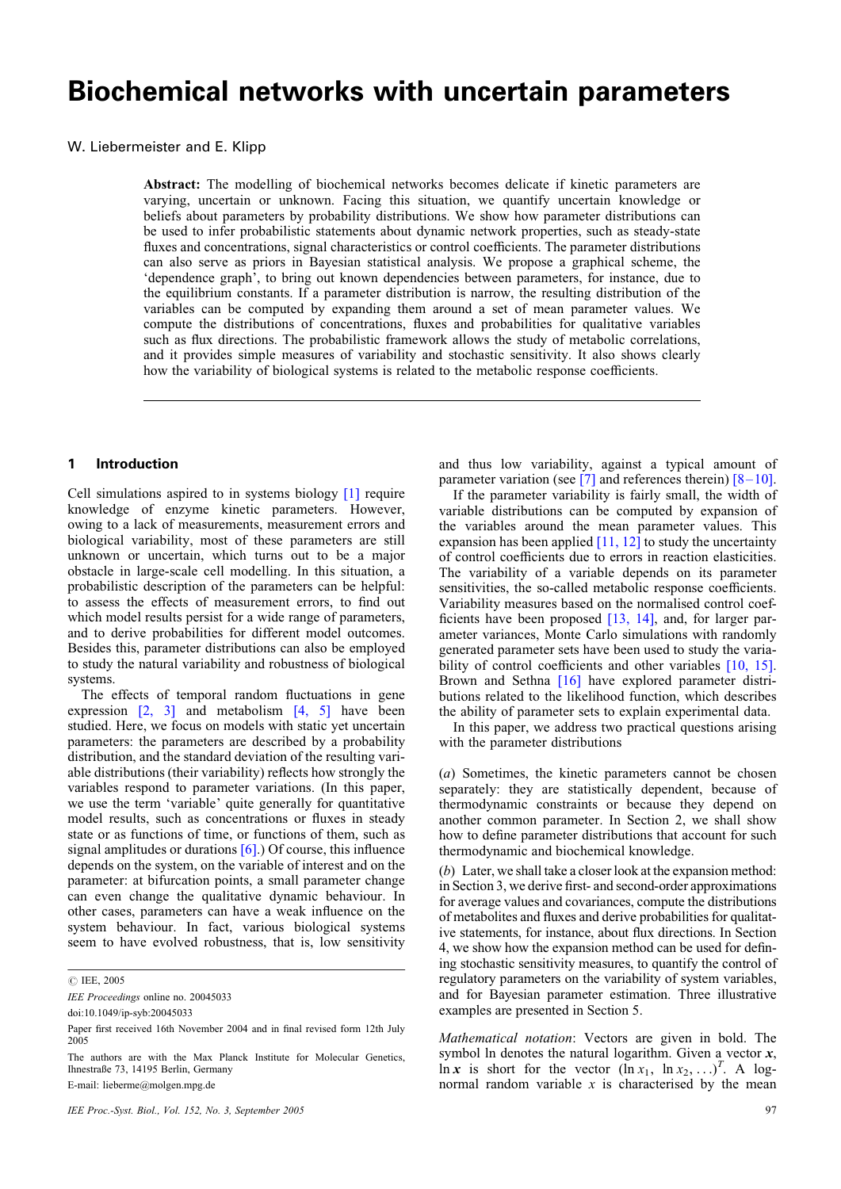# Biochemical networks with uncertain parameters

W. Liebermeister and E. Klipp

**Abstract:** The modelling of biochemical networks becomes delicate if kinetic parameters are varying, uncertain or unknown. Facing this situation, we quantify uncertain knowledge or beliefs about parameters by probability distributions. We show how parameter distributions can be used to infer probabilistic statements about dynamic network properties, such as steady-state fluxes and concentrations, signal characteristics or control coefficients. The parameter distributions can also serve as priors in Bayesian statistical analysis. We propose a graphical scheme, the 'dependence graph', to bring out known dependencies between parameters, for instance, due to the equilibrium constants. If a parameter distribution is narrow, the resulting distribution of the variables can be computed by expanding them around a set of mean parameter values. We compute the distributions of concentrations, fluxes and probabilities for qualitative variables such as flux directions. The probabilistic framework allows the study of metabolic correlations, and it provides simple measures of variability and stochastic sensitivity. It also shows clearly how the variability of biological systems is related to the metabolic response coefficients.

## 1 Introduction

Cell simulations aspired to in systems biology [1] require knowledge of enzyme kinetic parameters. However, owing to a lack of measurements, measurement errors and biological variability, most of these parameters are still unknown or uncertain, which turns out to be a major obstacle in large-scale cell modelling. In this situation, a probabilistic description of the parameters can be helpful: to assess the effects of measurement errors, to find out which model results persist for a wide range of parameters, and to derive probabilities for different model outcomes. Besides this, parameter distributions can also be employed to study the natural variability and robustness of biological systems.

The effects of temporal random fluctuations in gene expression [2, 3] and metabolism [4, 5] have been studied. Here, we focus on models with static yet uncertain parameters: the parameters are described by a probability distribution, and the standard deviation of the resulting variable distributions (their variability) reflects how strongly the variables respond to parameter variations. (In this paper, we use the term 'variable' quite generally for quantitative model results, such as concentrations or fluxes in steady state or as functions of time, or functions of them, such as signal amplitudes or durations [6].) Of course, this influence depends on the system, on the variable of interest and on the parameter: at bifurcation points, a small parameter change can even change the qualitative dynamic behaviour. In other cases, parameters can have a weak influence on the system behaviour. In fact, various biological systems seem to have evolved robustness, that is, low sensitivity and thus low variability, against a typical amount of parameter variation (see [7] and references therein) [8–10].

If the parameter variability is fairly small, the width of variable distributions can be computed by expansion of the variables around the mean parameter values. This expansion has been applied [11, 12] to study the uncertainty of control coefficients due to errors in reaction elasticities. The variability of a variable depends on its parameter sensitivities, the so-called metabolic response coefficients. Variability measures based on the normalised control coefficients have been proposed [13, 14], and, for larger parameter variances, Monte Carlo simulations with randomly generated parameter sets have been used to study the variability of control coefficients and other variables [10, 15]. Brown and Sethna [16] have explored parameter distributions related to the likelihood function, which describes the ability of parameter sets to explain experimental data.

In this paper, we address two practical questions arising with the parameter distributions

(*a*) Sometimes, the kinetic parameters cannot be chosen separately: they are statistically dependent, because of thermodynamic constraints or because they depend on another common parameter. In Section 2, we shall show how to define parameter distributions that account for such thermodynamic and biochemical knowledge.

(*b*) Later, we shall take a closer look at the expansion method: in Section 3, we derive first- and second-order approximations for average values and covariances, compute the distributions of metabolites and fluxes and derive probabilities for qualitative statements, for instance, about flux directions. In Section 4, we show how the expansion method can be used for defining stochastic sensitivity measures, to quantify the control of regulatory parameters on the variability of system variables, and for Bayesian parameter estimation. Three illustrative examples are presented in Section 5.

*Mathematical notation*: Vectors are given in bold. The symbol ln denotes the natural logarithm. Given a vector $\boldsymbol{x}$, $\ln \boldsymbol{x}$ is short for the vector $(\ln x_1, \ln x_2, \ldots)^T$. A log-normal random variable $x$ is characterised by the mean

---

© IEE, 2005

*IEE Proceedings* online no. 20045033

doi:10.1049/ip-syb:20045033

Paper first received 16th November 2004 and in final revised form 12th July 2005

The authors are with the Max Planck Institute for Molecular Genetics, Ihnestraße 73, 14195 Berlin, Germany

E-mail: lieberme@molgen.mpg.de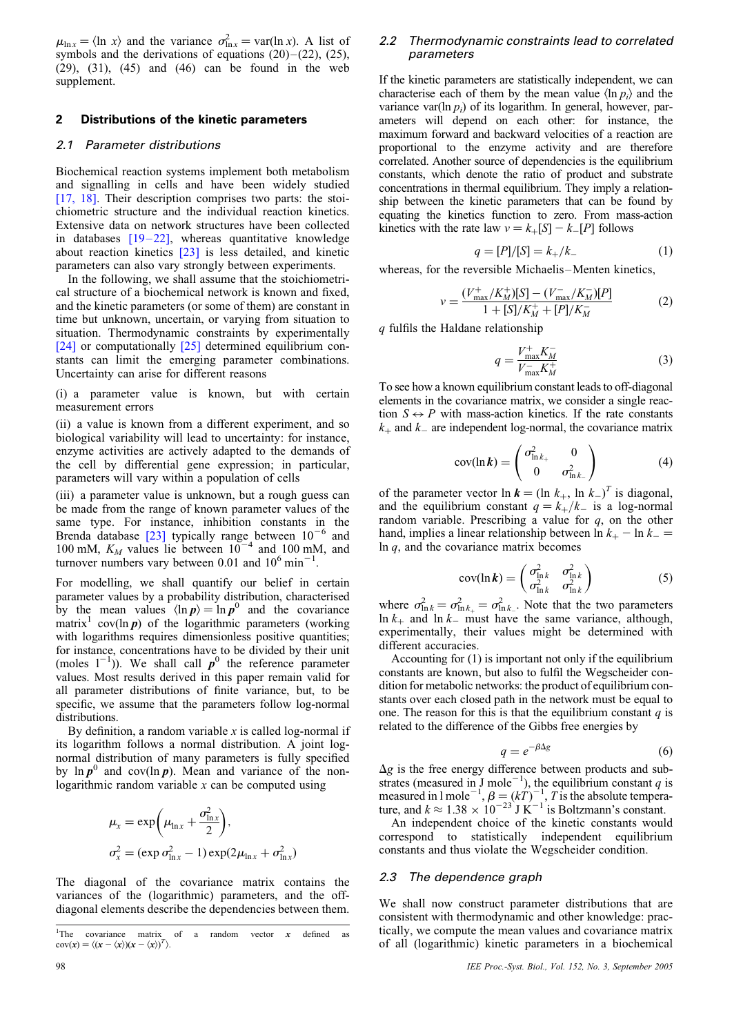$\mu_{\ln x} = \langle \ln x \rangle$ and the variance $\sigma^2_{\ln x} = \mathrm{var}(\ln x)$. A list of symbols and the derivations of equations (20)–(22), (25), (29), (31), (45) and (46) can be found in the web supplement.

## 2 Distributions of the kinetic parameters

### 2.1 Parameter distributions

Biochemical reaction systems implement both metabolism and signalling in cells and have been widely studied [17, 18]. Their description comprises two parts: the stoichiometric structure and the individual reaction kinetics. Extensive data on network structures have been collected in databases [19–22], whereas quantitative knowledge about reaction kinetics [23] is less detailed, and kinetic parameters can also vary strongly between experiments.

In the following, we shall assume that the stoichiometrical structure of a biochemical network is known and fixed, and the kinetic parameters (or some of them) are constant in time but unknown, uncertain, or varying from situation to situation. Thermodynamic constraints by experimentally [24] or computationally [25] determined equilibrium constants can limit the emerging parameter combinations. Uncertainty can arise for different reasons

(i) a parameter value is known, but with certain measurement errors

(ii) a value is known from a different experiment, and so biological variability will lead to uncertainty: for instance, enzyme activities are actively adapted to the demands of the cell by differential gene expression; in particular, parameters will vary within a population of cells

(iii) a parameter value is unknown, but a rough guess can be made from the range of known parameter values of the same type. For instance, inhibition constants in the Brenda database [23] typically range between $10^{-6}$ and 100 mM, $K_M$ values lie between $10^{-4}$ and 100 mM, and turnover numbers vary between 0.01 and $10^6\,\mathrm{min}^{-1}$.

For modelling, we shall quantify our belief in certain parameter values by a probability distribution, characterised by the mean values $\langle \ln \boldsymbol{p} \rangle = \ln \boldsymbol{p}^0$ and the covariance matrix[1] $\mathrm{cov}(\ln \boldsymbol{p})$ of the logarithmic parameters (working with logarithms requires dimensionless positive quantities; for instance, concentrations have to be divided by their unit (moles $\mathrm{l}^{-1}$)). We shall call $\boldsymbol{p}^0$ the reference parameter values. Most results derived in this paper remain valid for all parameter distributions of finite variance, but, to be specific, we assume that the parameters follow log-normal distributions.

By definition, a random variable $x$ is called log-normal if its logarithm follows a normal distribution. A joint log-normal distribution of many parameters is fully specified by $\ln \boldsymbol{p}^0$ and $\mathrm{cov}(\ln \boldsymbol{p})$. Mean and variance of the non-logarithmic random variable $x$ can be computed using

$$\mu_x = \exp\left(\mu_{\ln x} + \frac{\sigma^2_{\ln x}}{2}\right),$$
$$\sigma^2_x = (\exp \sigma^2_{\ln x} - 1)\exp(2\mu_{\ln x} + \sigma^2_{\ln x})$$

The diagonal of the covariance matrix contains the variances of the (logarithmic) parameters, and the off-diagonal elements describe the dependencies between them.

[1] The covariance matrix of a random vector $\boldsymbol{x}$ defined as $\mathrm{cov}(\boldsymbol{x}) = \langle (\boldsymbol{x} - \langle \boldsymbol{x} \rangle)(\boldsymbol{x} - \langle \boldsymbol{x} \rangle)^T \rangle$.

### 2.2 Thermodynamic constraints lead to correlated parameters

If the kinetic parameters are statistically independent, we can characterise each of them by the mean value $\langle \ln p_i \rangle$ and the variance $\mathrm{var}(\ln p_i)$ of its logarithm. In general, however, parameters will depend on each other: for instance, the maximum forward and backward velocities of a reaction are proportional to the enzyme activity and are therefore correlated. Another source of dependencies is the equilibrium constants, which denote the ratio of product and substrate concentrations in thermal equilibrium. They imply a relationship between the kinetic parameters that can be found by equating the kinetics function to zero. From mass-action kinetics with the rate law $v = k_+[S] - k_-[P]$ follows

$$q = [P]/[S] = k_+/k_- \tag{1}$$

whereas, for the reversible Michaelis–Menten kinetics,

$$v = \frac{(V^+_{\max}/K^+_M)[S] - (V^-_{\max}/K^-_M)[P]}{1 + [S]/K^+_M + [P]/K^-_M} \tag{2}$$

$q$ fulfils the Haldane relationship

$$q = \frac{V^+_{\max} K^-_M}{V^-_{\max} K^+_M} \tag{3}$$

To see how a known equilibrium constant leads to off-diagonal elements in the covariance matrix, we consider a single reaction $S \leftrightarrow P$ with mass-action kinetics. If the rate constants $k_+$ and $k_-$ are independent log-normal, the covariance matrix

$$\mathrm{cov}(\ln \boldsymbol{k}) = \begin{pmatrix} \sigma^2_{\ln k_+} & 0 \\ 0 & \sigma^2_{\ln k_-} \end{pmatrix} \tag{4}$$

of the parameter vector $\ln \boldsymbol{k} = (\ln k_+, \ln k_-)^T$ is diagonal, and the equilibrium constant $q = k_+/k_-$ is a log-normal random variable. Prescribing a value for $q$, on the other hand, implies a linear relationship between $\ln k_+ - \ln k_- = \ln q$, and the covariance matrix becomes

$$\mathrm{cov}(\ln \boldsymbol{k}) = \begin{pmatrix} \sigma^2_{\ln k} & \sigma^2_{\ln k} \\ \sigma^2_{\ln k} & \sigma^2_{\ln k} \end{pmatrix} \tag{5}$$

where $\sigma^2_{\ln k} = \sigma^2_{\ln k_+} = \sigma^2_{\ln k_-}$. Note that the two parameters $\ln k_+$ and $\ln k_-$ must have the same variance, although, experimentally, their values might be determined with different accuracies.

Accounting for (1) is important not only if the equilibrium constants are known, but also to fulfil the Wegscheider condition for metabolic networks: the product of equilibrium constants over each closed path in the network must be equal to one. The reason for this is that the equilibrium constant $q$ is related to the difference of the Gibbs free energies by

$$q = e^{-\beta \Delta g} \tag{6}$$

$\Delta g$ is the free energy difference between products and substrates (measured in $\mathrm{J\,mole}^{-1}$), the equilibrium constant $q$ is measured in $\mathrm{l\,mole}^{-1}$, $\beta = (kT)^{-1}$, $T$ is the absolute temperature, and $k \approx 1.38 \times 10^{-23}\,\mathrm{J\,K}^{-1}$ is Boltzmann's constant.

An independent choice of the kinetic constants would correspond to statistically independent equilibrium constants and thus violate the Wegscheider condition.

### 2.3 The dependence graph

We shall now construct parameter distributions that are consistent with thermodynamic and other knowledge: practically, we compute the mean values and covariance matrix of all (logarithmic) kinetic parameters in a biochemical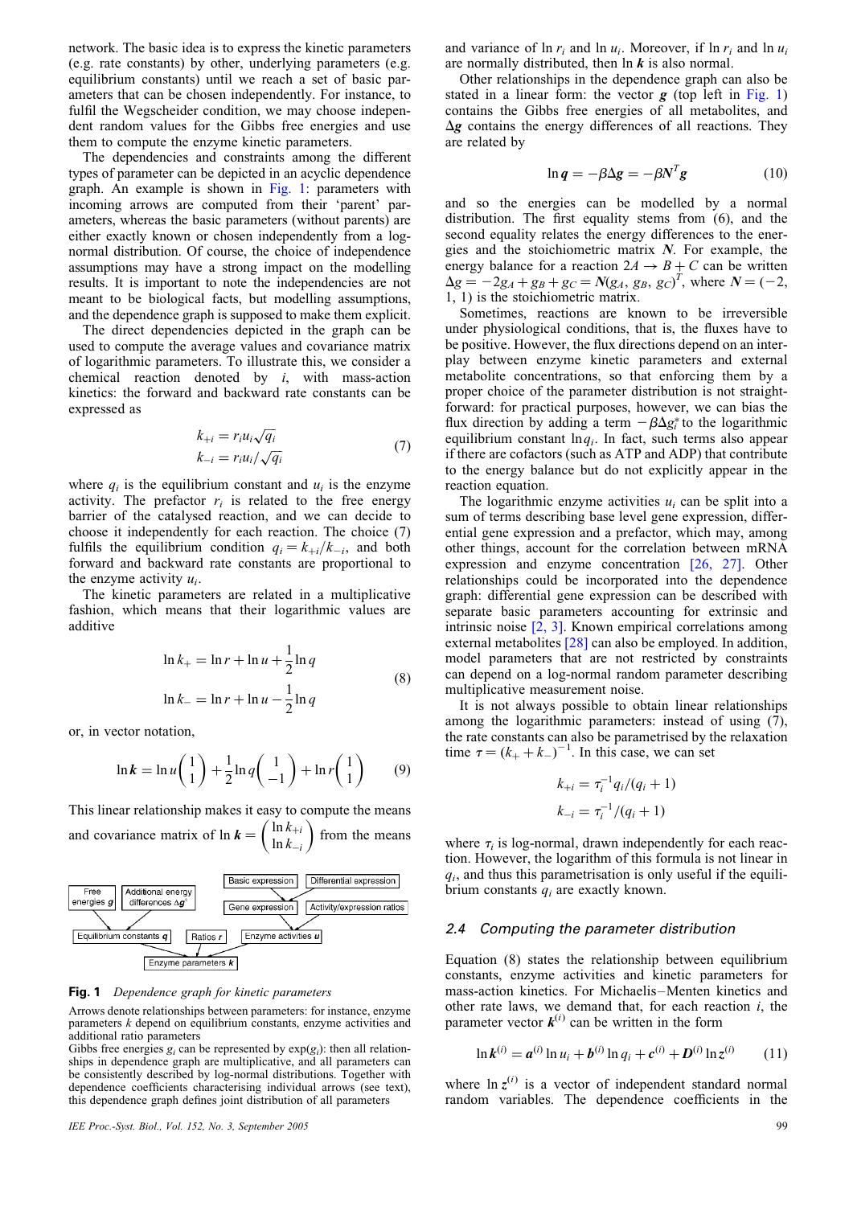network. The basic idea is to express the kinetic parameters (e.g. rate constants) by other, underlying parameters (e.g. equilibrium constants) until we reach a set of basic parameters that can be chosen independently. For instance, to fulfil the Wegscheider condition, we may choose independent random values for the Gibbs free energies and use them to compute the enzyme kinetic parameters.

The dependencies and constraints among the different types of parameter can be depicted in an acyclic dependence graph. An example is shown in Fig. 1: parameters with incoming arrows are computed from their 'parent' parameters, whereas the basic parameters (without parents) are either exactly known or chosen independently from a log-normal distribution. Of course, the choice of independence assumptions may have a strong impact on the modelling results. It is important to note the independencies are not meant to be biological facts, but modelling assumptions, and the dependence graph is supposed to make them explicit.

The direct dependencies depicted in the graph can be used to compute the average values and covariance matrix of logarithmic parameters. To illustrate this, we consider a chemical reaction denoted by $i$, with mass-action kinetics: the forward and backward rate constants can be expressed as

$$k_{+i} = r_i u_i \sqrt{q_i}$$
$$k_{-i} = r_i u_i / \sqrt{q_i} \tag{7}$$

where $q_i$ is the equilibrium constant and $u_i$ is the enzyme activity. The prefactor $r_i$ is related to the free energy barrier of the catalysed reaction, and we can decide to choose it independently for each reaction. The choice (7) fulfils the equilibrium condition $q_i = k_{+i}/k_{-i}$, and both forward and backward rate constants are proportional to the enzyme activity $u_i$.

The kinetic parameters are related in a multiplicative fashion, which means that their logarithmic values are additive

$$\ln k_+ = \ln r + \ln u + \frac{1}{2}\ln q$$
$$\ln k_- = \ln r + \ln u - \frac{1}{2}\ln q \tag{8}$$

or, in vector notation,

$$\ln \boldsymbol{k} = \ln u \begin{pmatrix} 1 \\ 1 \end{pmatrix} + \frac{1}{2}\ln q \begin{pmatrix} 1 \\ -1 \end{pmatrix} + \ln r \begin{pmatrix} 1 \\ 1 \end{pmatrix} \tag{9}$$

This linear relationship makes it easy to compute the means and covariance matrix of $\ln \boldsymbol{k} = \begin{pmatrix} \ln k_{+i} \\ \ln k_{-i} \end{pmatrix}$ from the means and variance of $\ln r_i$ and $\ln u_i$. Moreover, if $\ln r_i$ and $\ln u_i$ are normally distributed, then $\ln \boldsymbol{k}$ is also normal.

**Fig. 1** *Dependence graph for kinetic parameters*

Arrows denote relationships between parameters: for instance, enzyme parameters $k$ depend on equilibrium constants, enzyme activities and additional ratio parameters

Gibbs free energies $g_i$ can be represented by $\exp(g_i)$: then all relationships in dependence graph are multiplicative, and all parameters can be consistently described by log-normal distributions. Together with dependence coefficients characterising individual arrows (see text), this dependence graph defines joint distribution of all parameters

Other relationships in the dependence graph can also be stated in a linear form: the vector $\boldsymbol{g}$ (top left in Fig. 1) contains the Gibbs free energies of all metabolites, and $\Delta \boldsymbol{g}$ contains the energy differences of all reactions. They are related by

$$\ln \boldsymbol{q} = -\beta \Delta \boldsymbol{g} = -\beta \boldsymbol{N}^T \boldsymbol{g} \tag{10}$$

and so the energies can be modelled by a normal distribution. The first equality stems from (6), and the second equality relates the energy differences to the energies and the stoichiometric matrix $\boldsymbol{N}$. For example, the energy balance for a reaction $2A \rightarrow B + C$ can be written $\Delta g = -2g_A + g_B + g_C = \boldsymbol{N}(g_A, g_B, g_C)^T$, where $\boldsymbol{N} = (-2, 1, 1)$ is the stoichiometric matrix.

Sometimes, reactions are known to be irreversible under physiological conditions, that is, the fluxes have to be positive. However, the flux directions depend on an interplay between enzyme kinetic parameters and external metabolite concentrations, so that enforcing them by a proper choice of the parameter distribution is not straightforward: for practical purposes, however, we can bias the flux direction by adding a term $-\beta \Delta g_i^*$ to the logarithmic equilibrium constant $\ln q_i$. In fact, such terms also appear if there are cofactors (such as ATP and ADP) that contribute to the energy balance but do not explicitly appear in the reaction equation.

The logarithmic enzyme activities $u_i$ can be split into a sum of terms describing base level gene expression, differential gene expression and a prefactor, which may, among other things, account for the correlation between mRNA expression and enzyme concentration [26, 27]. Other relationships could be incorporated into the dependence graph: differential gene expression can be described with separate basic parameters accounting for extrinsic and intrinsic noise [2, 3]. Known empirical correlations among external metabolites [28] can also be employed. In addition, model parameters that are not restricted by constraints can depend on a log-normal random parameter describing multiplicative measurement noise.

It is not always possible to obtain linear relationships among the logarithmic parameters: instead of using (7), the rate constants can also be parametrised by the relaxation time $\tau = (k_+ + k_-)^{-1}$. In this case, we can set

$$k_{+i} = \tau_i^{-1} q_i/(q_i + 1)$$
$$k_{-i} = \tau_i^{-1}/(q_i + 1)$$

where $\tau_i$ is log-normal, drawn independently for each reaction. However, the logarithm of this formula is not linear in $q_i$, and thus this parametrisation is only useful if the equilibrium constants $q_i$ are exactly known.

### 2.4 *Computing the parameter distribution*

Equation (8) states the relationship between equilibrium constants, enzyme activities and kinetic parameters for mass-action kinetics. For Michaelis–Menten kinetics and other rate laws, we demand that, for each reaction $i$, the parameter vector $\boldsymbol{k}^{(i)}$ can be written in the form

$$\ln \boldsymbol{k}^{(i)} = \boldsymbol{a}^{(i)} \ln u_i + \boldsymbol{b}^{(i)} \ln q_i + \boldsymbol{c}^{(i)} + \boldsymbol{D}^{(i)} \ln \boldsymbol{z}^{(i)} \tag{11}$$

where $\ln \boldsymbol{z}^{(i)}$ is a vector of independent standard normal random variables. The dependence coefficients in the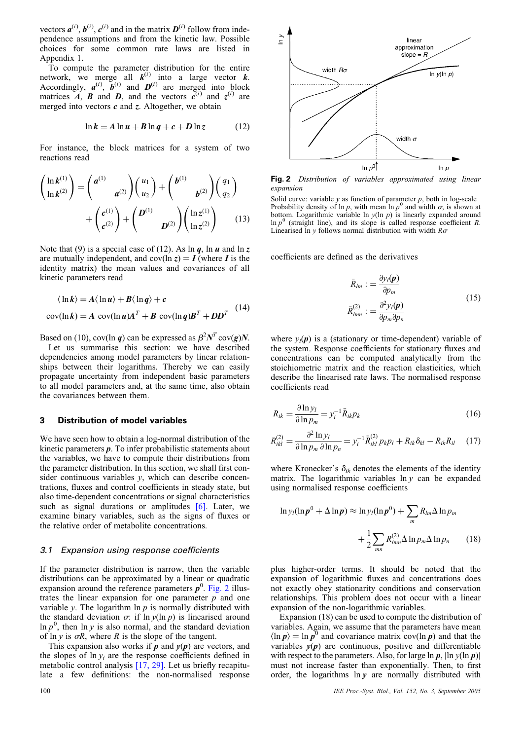vectors $\boldsymbol{a}^{(i)}$, $\boldsymbol{b}^{(i)}$, $\boldsymbol{c}^{(i)}$ and in the matrix $\boldsymbol{D}^{(i)}$ follow from independence assumptions and from the kinetic law. Possible choices for some common rate laws are listed in Appendix 1.

To compute the parameter distribution for the entire network, we merge all $\boldsymbol{k}^{(i)}$ into a large vector $\boldsymbol{k}$. Accordingly, $\boldsymbol{a}^{(i)}$, $\boldsymbol{b}^{(i)}$ and $\boldsymbol{D}^{(i)}$ are merged into block matrices $\boldsymbol{A}$, $\boldsymbol{B}$ and $\boldsymbol{D}$, and the vectors $\boldsymbol{c}^{(i)}$ and $\boldsymbol{z}^{(i)}$ are merged into vectors $\boldsymbol{c}$ and $\boldsymbol{z}$. Altogether, we obtain

$$\ln \boldsymbol{k} = \boldsymbol{A} \ln \boldsymbol{u} + \boldsymbol{B} \ln \boldsymbol{q} + \boldsymbol{c} + \boldsymbol{D} \ln \boldsymbol{z} \tag{12}$$

For instance, the block matrices for a system of two reactions read

$$\begin{pmatrix} \ln \boldsymbol{k}^{(1)} \\ \ln \boldsymbol{k}^{(2)} \end{pmatrix} = \begin{pmatrix} \boldsymbol{a}^{(1)} & \\ & \boldsymbol{a}^{(2)} \end{pmatrix} \begin{pmatrix} u_1 \\ u_2 \end{pmatrix} + \begin{pmatrix} \boldsymbol{b}^{(1)} & \\ & \boldsymbol{b}^{(2)} \end{pmatrix} \begin{pmatrix} q_1 \\ q_2 \end{pmatrix} + \begin{pmatrix} \boldsymbol{c}^{(1)} \\ \boldsymbol{c}^{(2)} \end{pmatrix} + \begin{pmatrix} \boldsymbol{D}^{(1)} & \\ & \boldsymbol{D}^{(2)} \end{pmatrix} \begin{pmatrix} \ln \boldsymbol{z}^{(1)} \\ \ln \boldsymbol{z}^{(2)} \end{pmatrix} \tag{13}$$

Note that (9) is a special case of (12). As $\ln \boldsymbol{q}$, $\ln \boldsymbol{u}$ and $\ln \boldsymbol{z}$ are mutually independent, and $\text{cov}(\ln \boldsymbol{z}) = \boldsymbol{I}$ (where $\boldsymbol{I}$ is the identity matrix) the mean values and covariances of all kinetic parameters read

$$\begin{aligned} \langle \ln \boldsymbol{k} \rangle &= \boldsymbol{A} \langle \ln \boldsymbol{u} \rangle + \boldsymbol{B} \langle \ln \boldsymbol{q} \rangle + \boldsymbol{c} \\ \text{cov}(\ln \boldsymbol{k}) &= \boldsymbol{A}\ \text{cov}(\ln \boldsymbol{u}) \boldsymbol{A}^T + \boldsymbol{B}\ \text{cov}(\ln \boldsymbol{q}) \boldsymbol{B}^T + \boldsymbol{D}\boldsymbol{D}^T \end{aligned} \tag{14}$$

Based on (10), $\text{cov}(\ln \boldsymbol{q})$ can be expressed as $\beta^2 \boldsymbol{N}^T \text{cov}(\boldsymbol{g}) \boldsymbol{N}$.

Let us summarise this section: we have described dependencies among model parameters by linear relationships between their logarithms. Thereby we can easily propagate uncertainty from independent basic parameters to all model parameters and, at the same time, also obtain the covariances between them.

## 3 Distribution of model variables

We have seen how to obtain a log-normal distribution of the kinetic parameters $\boldsymbol{p}$. To infer probabilistic statements about the variables, we have to compute their distributions from the parameter distribution. In this section, we shall first consider continuous variables $y$, which can describe concentrations, fluxes and control coefficients in steady state, but also time-dependent concentrations or signal characteristics such as signal durations or amplitudes [6]. Later, we examine binary variables, such as the signs of fluxes or the relative order of metabolite concentrations.

### 3.1 Expansion using response coefficients

If the parameter distribution is narrow, then the variable distributions can be approximated by a linear or quadratic expansion around the reference parameters $\boldsymbol{p}^0$. Fig. 2 illustrates the linear expansion for one parameter $p$ and one variable $y$. The logarithm $\ln p$ is normally distributed with the standard deviation $\sigma$: if $\ln y(\ln p)$ is linearised around $\ln p^0$, then $\ln y$ is also normal, and the standard deviation of $\ln y$ is $\sigma R$, where $R$ is the slope of the tangent.

This expansion also works if $\boldsymbol{p}$ and $\boldsymbol{y}(\boldsymbol{p})$ are vectors, and the slopes of $\ln y_i$ are the response coefficients defined in metabolic control analysis [17, 29]. Let us briefly recapitulate a few definitions: the non-normalised response

**Fig. 2** *Distribution of variables approximated using linear expansion*

Solid curve: variable $y$ as function of parameter $p$, both in log-scale. Probability density of $\ln p$, with mean $\ln p^0$ and width $\sigma$, is shown at bottom. Logarithmic variable $\ln y(\ln p)$ is linearly expanded around $\ln p^0$ (straight line), and its slope is called response coefficient $R$. Linearised $\ln y$ follows normal distribution with width $R\sigma$

coefficients are defined as the derivatives

$$\begin{aligned} \bar{R}_{lm} &:= \frac{\partial y_l(\boldsymbol{p})}{\partial p_m} \\ \bar{R}^{(2)}_{lmn} &:= \frac{\partial^2 y_l(\boldsymbol{p})}{\partial p_m \partial p_n} \end{aligned} \tag{15}$$

where $y_l(\boldsymbol{p})$ is a (stationary or time-dependent) variable of the system. Response coefficients for stationary fluxes and concentrations can be computed analytically from the stoichiometric matrix and the reaction elasticities, which describe the linearised rate laws. The normalised response coefficients read

$$R_{ik} = \frac{\partial \ln y_l}{\partial \ln p_m} = y_i^{-1} \bar{R}_{ik} p_k \tag{16}$$

$$R^{(2)}_{ikl} = \frac{\partial^2 \ln y_l}{\partial \ln p_m \, \partial \ln p_n} = y_i^{-1} \bar{R}^{(2)}_{ikl} p_k p_l + R_{ik} \delta_{kl} - R_{ik} R_{il} \tag{17}$$

where Kronecker's $\delta_{ik}$ denotes the elements of the identity matrix. The logarithmic variables $\ln y$ can be expanded using normalised response coefficients

$$\ln y_l(\ln \boldsymbol{p}^0 + \Delta \ln \boldsymbol{p}) \approx \ln y_l(\ln \boldsymbol{p}^0) + \sum_m R_{lm} \Delta \ln p_m + \frac{1}{2} \sum_{mn} R^{(2)}_{lmn} \Delta \ln p_m \Delta \ln p_n \tag{18}$$

plus higher-order terms. It should be noted that the expansion of logarithmic fluxes and concentrations does not exactly obey stationarity conditions and conservation relationships. This problem does not occur with a linear expansion of the non-logarithmic variables.

Expansion (18) can be used to compute the distribution of variables. Again, we assume that the parameters have mean $\langle \ln \boldsymbol{p} \rangle = \ln \boldsymbol{p}^0$ and covariance matrix $\text{cov}(\ln \boldsymbol{p})$ and that the variables $\boldsymbol{y}(\boldsymbol{p})$ are continuous, positive and differentiable with respect to the parameters. Also, for large $\ln \boldsymbol{p}$, $|\ln y(\ln \boldsymbol{p})|$ must not increase faster than exponentially. Then, to first order, the logarithms $\ln \boldsymbol{y}$ are normally distributed with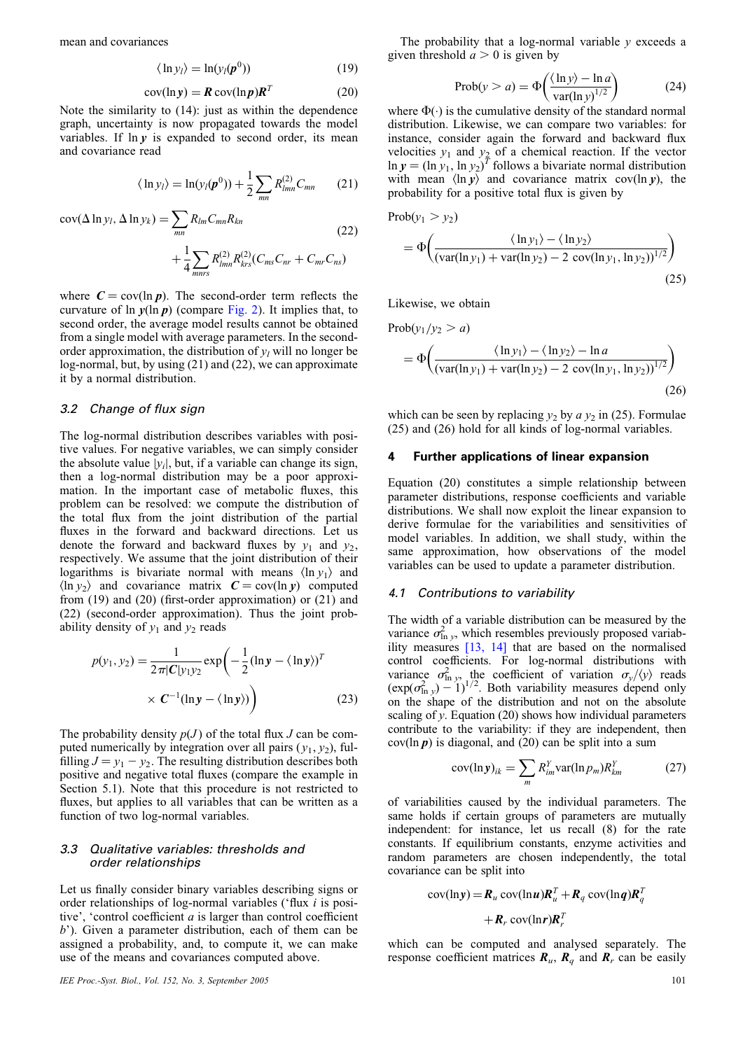mean and covariances

$$\langle \ln y_l \rangle = \ln(y_l(\boldsymbol{p}^0)) \tag{19}$$

$$\mathrm{cov}(\ln \boldsymbol{y}) = \boldsymbol{R}\,\mathrm{cov}(\ln \boldsymbol{p})\boldsymbol{R}^T \tag{20}$$

Note the similarity to (14): just as within the dependence graph, uncertainty is now propagated towards the model variables. If $\ln \boldsymbol{y}$ is expanded to second order, its mean and covariance read

$$\langle \ln y_l \rangle = \ln(y_l(\boldsymbol{p}^0)) + \frac{1}{2}\sum_{mn} R^{(2)}_{lmn} C_{mn} \tag{21}$$

$$\mathrm{cov}(\Delta \ln y_l, \Delta \ln y_k) = \sum_{mn} R_{lm} C_{mn} R_{kn} + \frac{1}{4}\sum_{mnrs} R^{(2)}_{lmn} R^{(2)}_{krs} (C_{ms}C_{nr} + C_{mr}C_{ns}) \tag{22}$$

where $\boldsymbol{C} = \mathrm{cov}(\ln \boldsymbol{p})$. The second-order term reflects the curvature of $\ln \boldsymbol{y}(\ln \boldsymbol{p})$ (compare Fig. 2). It implies that, to second order, the average model results cannot be obtained from a single model with average parameters. In the second-order approximation, the distribution of $y_l$ will no longer be log-normal, but, by using (21) and (22), we can approximate it by a normal distribution.

### 3.2 Change of flux sign

The log-normal distribution describes variables with positive values. For negative variables, we can simply consider the absolute value $|y_i|$, but, if a variable can change its sign, then a log-normal distribution may be a poor approximation. In the important case of metabolic fluxes, this problem can be resolved: we compute the distribution of the total flux from the joint distribution of the partial fluxes in the forward and backward directions. Let us denote the forward and backward fluxes by $y_1$ and $y_2$, respectively. We assume that the joint distribution of their logarithms is bivariate normal with means $\langle \ln y_1 \rangle$ and $\langle \ln y_2 \rangle$ and covariance matrix $\boldsymbol{C} = \mathrm{cov}(\ln \boldsymbol{y})$ computed from (19) and (20) (first-order approximation) or (21) and (22) (second-order approximation). Thus the joint probability density of $y_1$ and $y_2$ reads

$$p(y_1, y_2) = \frac{1}{2\pi|\boldsymbol{C}|y_1 y_2} \exp\left(-\frac{1}{2}(\ln \boldsymbol{y} - \langle \ln \boldsymbol{y} \rangle)^T \times \boldsymbol{C}^{-1}(\ln \boldsymbol{y} - \langle \ln \boldsymbol{y} \rangle)\right) \tag{23}$$

The probability density $p(J)$ of the total flux $J$ can be computed numerically by integration over all pairs $(y_1, y_2)$, fulfilling $J = y_1 - y_2$. The resulting distribution describes both positive and negative total fluxes (compare the example in Section 5.1). Note that this procedure is not restricted to fluxes, but applies to all variables that can be written as a function of two log-normal variables.

### 3.3 Qualitative variables: thresholds and order relationships

Let us finally consider binary variables describing signs or order relationships of log-normal variables ('flux $i$ is positive', 'control coefficient $a$ is larger than control coefficient $b$'). Given a parameter distribution, each of them can be assigned a probability, and, to compute it, we can make use of the means and covariances computed above.

The probability that a log-normal variable $y$ exceeds a given threshold $a > 0$ is given by

$$\mathrm{Prob}(y > a) = \Phi\left(\frac{\langle \ln y \rangle - \ln a}{\mathrm{var}(\ln y)^{1/2}}\right) \tag{24}$$

where $\Phi(\cdot)$ is the cumulative density of the standard normal distribution. Likewise, we can compare two variables: for instance, consider again the forward and backward flux velocities $y_1$ and $y_2$ of a chemical reaction. If the vector $\ln \boldsymbol{y} = (\ln y_1, \ln y_2)^T$ follows a bivariate normal distribution with mean $\langle \ln \boldsymbol{y} \rangle$ and covariance matrix $\mathrm{cov}(\ln \boldsymbol{y})$, the probability for a positive total flux is given by

$$\mathrm{Prob}(y_1 > y_2) = \Phi\left(\frac{\langle \ln y_1 \rangle - \langle \ln y_2 \rangle}{(\mathrm{var}(\ln y_1) + \mathrm{var}(\ln y_2) - 2\,\mathrm{cov}(\ln y_1, \ln y_2))^{1/2}}\right) \tag{25}$$

Likewise, we obtain

$$\mathrm{Prob}(y_1/y_2 > a) = \Phi\left(\frac{\langle \ln y_1 \rangle - \langle \ln y_2 \rangle - \ln a}{(\mathrm{var}(\ln y_1) + \mathrm{var}(\ln y_2) - 2\,\mathrm{cov}(\ln y_1, \ln y_2))^{1/2}}\right) \tag{26}$$

which can be seen by replacing $y_2$ by $a\,y_2$ in (25). Formulae (25) and (26) hold for all kinds of log-normal variables.

## 4 Further applications of linear expansion

Equation (20) constitutes a simple relationship between parameter distributions, response coefficients and variable distributions. We shall now exploit the linear expansion to derive formulae for the variabilities and sensitivities of model variables. In addition, we shall study, within the same approximation, how observations of the model variables can be used to update a parameter distribution.

### 4.1 Contributions to variability

The width of a variable distribution can be measured by the variance $\sigma^2_{\ln y}$, which resembles previously proposed variability measures [13, 14] that are based on the normalised control coefficients. For log-normal distributions with variance $\sigma^2_{\ln y}$, the coefficient of variation $\sigma_y/\langle y \rangle$ reads $(\exp(\sigma^2_{\ln y}) - 1)^{1/2}$. Both variability measures depend only on the shape of the distribution and not on the absolute scaling of $y$. Equation (20) shows how individual parameters contribute to the variability: if they are independent, then $\mathrm{cov}(\ln \boldsymbol{p})$ is diagonal, and (20) can be split into a sum

$$\mathrm{cov}(\ln \boldsymbol{y})_{ik} = \sum_m R^Y_{im}\,\mathrm{var}(\ln p_m) R^Y_{km} \tag{27}$$

of variabilities caused by the individual parameters. The same holds if certain groups of parameters are mutually independent: for instance, let us recall (8) for the rate constants. If equilibrium constants, enzyme activities and random parameters are chosen independently, the total covariance can be split into

$$\mathrm{cov}(\ln \boldsymbol{y}) = \boldsymbol{R}_u\,\mathrm{cov}(\ln \boldsymbol{u})\boldsymbol{R}_u^T + \boldsymbol{R}_q\,\mathrm{cov}(\ln \boldsymbol{q})\boldsymbol{R}_q^T + \boldsymbol{R}_r\,\mathrm{cov}(\ln \boldsymbol{r})\boldsymbol{R}_r^T$$

which can be computed and analysed separately. The response coefficient matrices $\boldsymbol{R}_u$, $\boldsymbol{R}_q$ and $\boldsymbol{R}_r$ can be easily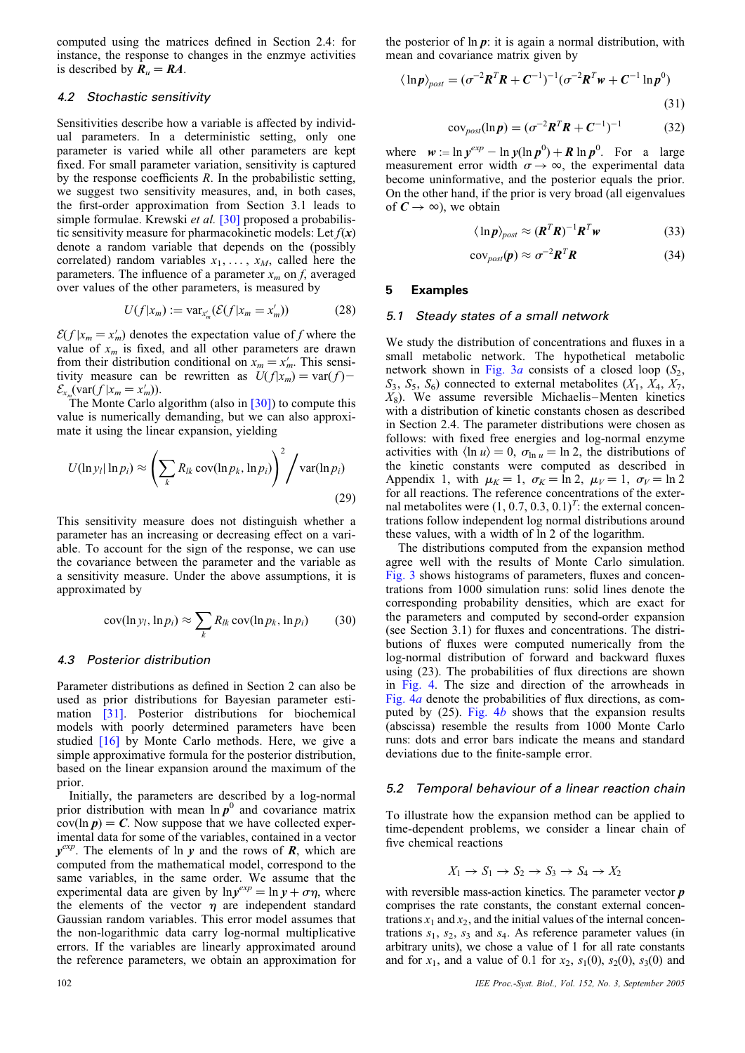computed using the matrices defined in Section 2.4: for instance, the response to changes in the enzmye activities is described by $\boldsymbol{R}_u = \boldsymbol{R}\boldsymbol{A}$.

### 4.2 Stochastic sensitivity

Sensitivities describe how a variable is affected by individual parameters. In a deterministic setting, only one parameter is varied while all other parameters are kept fixed. For small parameter variation, sensitivity is captured by the response coefficients $R$. In the probabilistic setting, we suggest two sensitivity measures, and, in both cases, the first-order approximation from Section 3.1 leads to simple formulae. Krewski *et al.* [30] proposed a probabilistic sensitivity measure for pharmacokinetic models: Let $f(\boldsymbol{x})$ denote a random variable that depends on the (possibly correlated) random variables $x_1, \ldots, x_M$, called here the parameters. The influence of a parameter $x_m$ on $f$, averaged over values of the other parameters, is measured by

$$U(f|x_m) := \mathrm{var}_{x'_m}(\mathcal{E}(f|x_m = x'_m)) \tag{28}$$

$\mathcal{E}(f|x_m = x'_m)$ denotes the expectation value of $f$ where the value of $x_m$ is fixed, and all other parameters are drawn from their distribution conditional on $x_m = x'_m$. This sensitivity measure can be rewritten as $U(f|x_m) = \mathrm{var}(f) - \mathcal{E}_{x_m}(\mathrm{var}(f|x_m = x'_m))$.

The Monte Carlo algorithm (also in [30]) to compute this value is numerically demanding, but we can also approximate it using the linear expansion, yielding

$$U(\ln y_l|\ln p_i) \approx \left(\sum_k R_{lk}\,\mathrm{cov}(\ln p_k, \ln p_i)\right)^2 \Big/ \mathrm{var}(\ln p_i) \tag{29}$$

This sensitivity measure does not distinguish whether a parameter has an increasing or decreasing effect on a variable. To account for the sign of the response, we can use the covariance between the parameter and the variable as a sensitivity measure. Under the above assumptions, it is approximated by

$$\mathrm{cov}(\ln y_l, \ln p_i) \approx \sum_k R_{lk}\,\mathrm{cov}(\ln p_k, \ln p_i) \tag{30}$$

### 4.3 Posterior distribution

Parameter distributions as defined in Section 2 can also be used as prior distributions for Bayesian parameter estimation [31]. Posterior distributions for biochemical models with poorly determined parameters have been studied [16] by Monte Carlo methods. Here, we give a simple approximative formula for the posterior distribution, based on the linear expansion around the maximum of the prior.

Initially, the parameters are described by a log-normal prior distribution with mean $\ln \boldsymbol{p}^0$ and covariance matrix $\mathrm{cov}(\ln \boldsymbol{p}) = \boldsymbol{C}$. Now suppose that we have collected experimental data for some of the variables, contained in a vector $\boldsymbol{y}^{exp}$. The elements of $\ln \boldsymbol{y}$ and the rows of $\boldsymbol{R}$, which are computed from the mathematical model, correspond to the same variables, in the same order. We assume that the experimental data are given by $\ln \boldsymbol{y}^{exp} = \ln \boldsymbol{y} + \sigma\boldsymbol{\eta}$, where the elements of the vector $\boldsymbol{\eta}$ are independent standard Gaussian random variables. This error model assumes that the non-logarithmic data carry log-normal multiplicative errors. If the variables are linearly approximated around the reference parameters, we obtain an approximation for the posterior of $\ln \boldsymbol{p}$: it is again a normal distribution, with mean and covariance matrix given by

$$\langle \ln \boldsymbol{p}\rangle_{post} = (\sigma^{-2}\boldsymbol{R}^T\boldsymbol{R} + \boldsymbol{C}^{-1})^{-1}(\sigma^{-2}\boldsymbol{R}^T\boldsymbol{w} + \boldsymbol{C}^{-1}\ln \boldsymbol{p}^0) \tag{31}$$

$$\mathrm{cov}_{post}(\ln \boldsymbol{p}) = (\sigma^{-2}\boldsymbol{R}^T\boldsymbol{R} + \boldsymbol{C}^{-1})^{-1} \tag{32}$$

where $\boldsymbol{w} := \ln \boldsymbol{y}^{exp} - \ln \boldsymbol{y}(\ln \boldsymbol{p}^0) + \boldsymbol{R}\ln \boldsymbol{p}^0$. For a large measurement error width $\sigma \to \infty$, the experimental data become uninformative, and the posterior equals the prior. On the other hand, if the prior is very broad (all eigenvalues of $\boldsymbol{C} \to \infty$), we obtain

$$\langle \ln \boldsymbol{p}\rangle_{post} \approx (\boldsymbol{R}^T\boldsymbol{R})^{-1}\boldsymbol{R}^T\boldsymbol{w} \tag{33}$$

$$\mathrm{cov}_{post}(\boldsymbol{p}) \approx \sigma^{-2}\boldsymbol{R}^T\boldsymbol{R} \tag{34}$$

## 5 Examples

### 5.1 Steady states of a small network

We study the distribution of concentrations and fluxes in a small metabolic network. The hypothetical metabolic network shown in Fig. 3*a* consists of a closed loop ($S_2$, $S_3$, $S_5$, $S_6$) connected to external metabolites ($X_1$, $X_4$, $X_7$, $X_8$). We assume reversible Michaelis–Menten kinetics with a distribution of kinetic constants chosen as described in Section 2.4. The parameter distributions were chosen as follows: with fixed free energies and log-normal enzyme activities with $\langle \ln u\rangle = 0$, $\sigma_{\ln u} = \ln 2$, the distributions of the kinetic constants were computed as described in Appendix 1, with $\mu_K = 1$, $\sigma_K = \ln 2$, $\mu_V = 1$, $\sigma_V = \ln 2$ for all reactions. The reference concentrations of the external metabolites were $(1, 0.7, 0.3, 0.1)^T$: the external concentrations follow independent log normal distributions around these values, with a width of ln 2 of the logarithm.

The distributions computed from the expansion method agree well with the results of Monte Carlo simulation. Fig. 3 shows histograms of parameters, fluxes and concentrations from 1000 simulation runs: solid lines denote the corresponding probability densities, which are exact for the parameters and computed by second-order expansion (see Section 3.1) for fluxes and concentrations. The distributions of fluxes were computed numerically from the log-normal distribution of forward and backward fluxes using (23). The probabilities of flux directions are shown in Fig. 4. The size and direction of the arrowheads in Fig. 4*a* denote the probabilities of flux directions, as computed by (25). Fig. 4*b* shows that the expansion results (abscissa) resemble the results from 1000 Monte Carlo runs: dots and error bars indicate the means and standard deviations due to the finite-sample error.

### 5.2 Temporal behaviour of a linear reaction chain

To illustrate how the expansion method can be applied to time-dependent problems, we consider a linear chain of five chemical reactions

$$X_1 \rightarrow S_1 \rightarrow S_2 \rightarrow S_3 \rightarrow S_4 \rightarrow X_2$$

with reversible mass-action kinetics. The parameter vector $\boldsymbol{p}$ comprises the rate constants, the constant external concentrations $x_1$ and $x_2$, and the initial values of the internal concentrations $s_1$, $s_2$, $s_3$ and $s_4$. As reference parameter values (in arbitrary units), we chose a value of 1 for all rate constants and for $x_1$, and a value of 0.1 for $x_2$, $s_1(0)$, $s_2(0)$, $s_3(0)$ and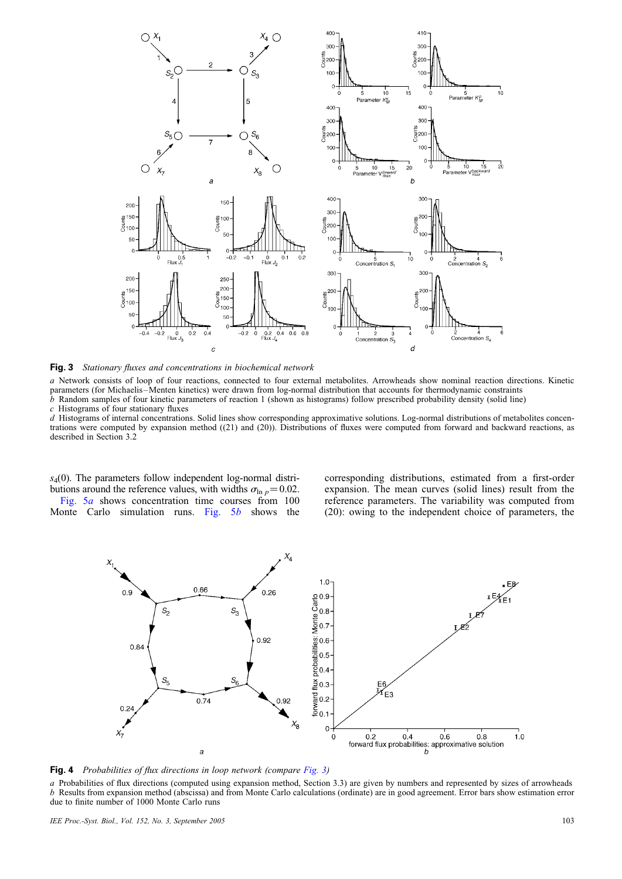**Fig. 3** *Stationary fluxes and concentrations in biochemical network*

*a* Network consists of loop of four reactions, connected to four external metabolites. Arrowheads show nominal reaction directions. Kinetic parameters (for Michaelis–Menten kinetics) were drawn from log-normal distribution that accounts for thermodynamic constraints
*b* Random samples of four kinetic parameters of reaction 1 (shown as histograms) follow prescribed probability density (solid line)
*c* Histograms of four stationary fluxes
*d* Histograms of internal concentrations. Solid lines show corresponding approximative solutions. Log-normal distributions of metabolites concentrations were computed by expansion method ((21) and (20)). Distributions of fluxes were computed from forward and backward reactions, as described in Section 3.2

$s_4(0)$. The parameters follow independent log-normal distributions around the reference values, with widths $\sigma_{\ln p} = 0.02$. Fig. 5*a* shows concentration time courses from 100 Monte Carlo simulation runs. Fig. 5*b* shows the corresponding distributions, estimated from a first-order expansion. The mean curves (solid lines) result from the reference parameters. The variability was computed from (20): owing to the independent choice of parameters, the

**Fig. 4** *Probabilities of flux directions in loop network (compare Fig. 3)*

*a* Probabilities of flux directions (computed using expansion method, Section 3.3) are given by numbers and represented by sizes of arrowheads
*b* Results from expansion method (abscissa) and from Monte Carlo calculations (ordinate) are in good agreement. Error bars show estimation error due to finite number of 1000 Monte Carlo runs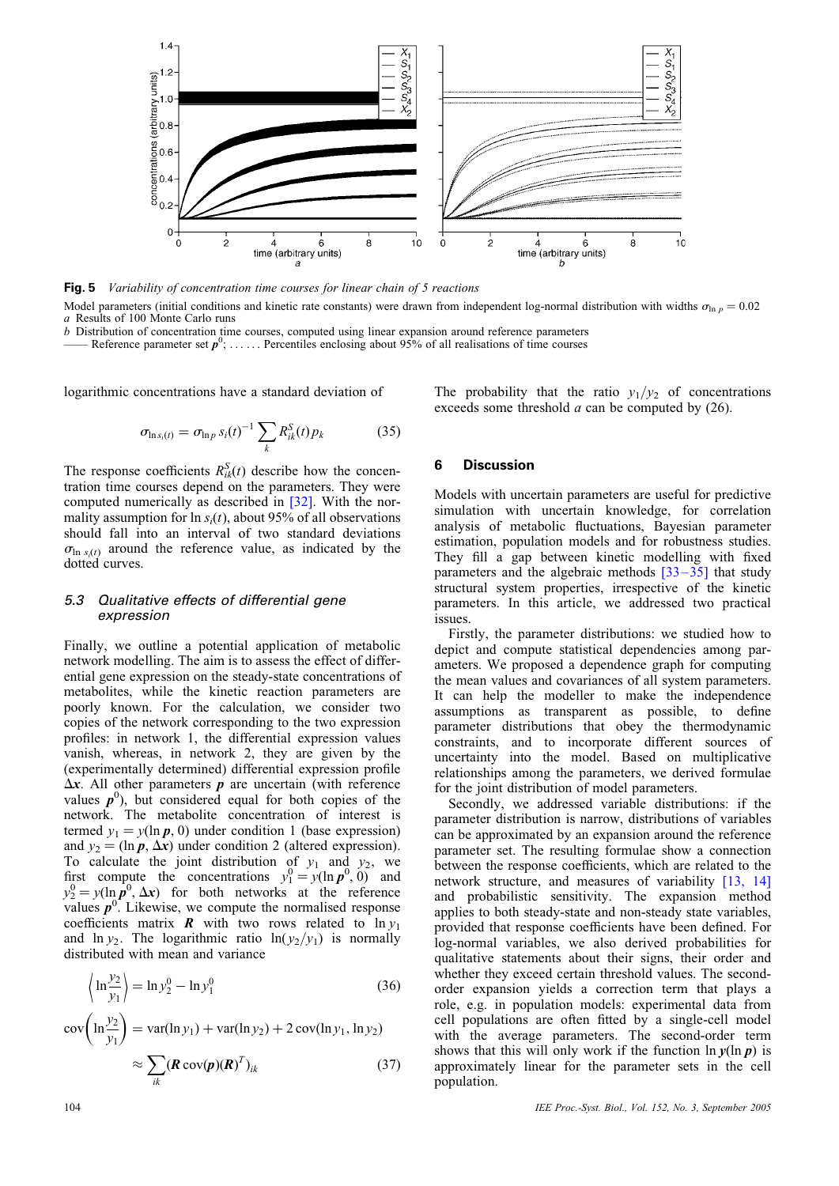**Fig. 5** *Variability of concentration time courses for linear chain of 5 reactions*

Model parameters (initial conditions and kinetic rate constants) were drawn from independent log-normal distribution with widths $\sigma_{\ln p} = 0.02$
*a* Results of 100 Monte Carlo runs
*b* Distribution of concentration time courses, computed using linear expansion around reference parameters
—— Reference parameter set $\boldsymbol{p}^0$; ...... Percentiles enclosing about 95% of all realisations of time courses

logarithmic concentrations have a standard deviation of

$$\sigma_{\ln s_i(t)} = \sigma_{\ln p}\, s_i(t)^{-1} \sum_k R^S_{ik}(t) p_k \tag{35}$$

The response coefficients $R^S_{ik}(t)$ describe how the concentration time courses depend on the parameters. They were computed numerically as described in [32]. With the normality assumption for $\ln s_i(t)$, about 95% of all observations should fall into an interval of two standard deviations $\sigma_{\ln s_i(t)}$ around the reference value, as indicated by the dotted curves.

### 5.3 Qualitative effects of differential gene expression

Finally, we outline a potential application of metabolic network modelling. The aim is to assess the effect of differential gene expression on the steady-state concentrations of metabolites, while the kinetic reaction parameters are poorly known. For the calculation, we consider two copies of the network corresponding to the two expression profiles: in network 1, the differential expression values vanish, whereas, in network 2, they are given by the (experimentally determined) differential expression profile $\Delta \boldsymbol{x}$. All other parameters $\boldsymbol{p}$ are uncertain (with reference values $\boldsymbol{p}^0$), but considered equal for both copies of the network. The metabolite concentration of interest is termed $y_1 = y(\ln \boldsymbol{p}, 0)$ under condition 1 (base expression) and $y_2 = (\ln \boldsymbol{p}, \Delta \boldsymbol{x})$ under condition 2 (altered expression). To calculate the joint distribution of $y_1$ and $y_2$, we first compute the concentrations $y_1^0 = y(\ln \boldsymbol{p}^0, 0)$ and $y_2^0 = y(\ln \boldsymbol{p}^0, \Delta \boldsymbol{x})$ for both networks at the reference values $\boldsymbol{p}^0$. Likewise, we compute the normalised response coefficients matrix $\boldsymbol{R}$ with two rows related to $\ln y_1$ and $\ln y_2$. The logarithmic ratio $\ln(y_2/y_1)$ is normally distributed with mean and variance

$$\left\langle \ln \frac{y_2}{y_1} \right\rangle = \ln y_2^0 - \ln y_1^0 \tag{36}$$

$$\begin{aligned} \mathrm{cov}\left(\ln \frac{y_2}{y_1}\right) &= \mathrm{var}(\ln y_1) + \mathrm{var}(\ln y_2) + 2\,\mathrm{cov}(\ln y_1, \ln y_2) \\ &\approx \sum_{ik} (\boldsymbol{R}\, \mathrm{cov}(\boldsymbol{p}) (\boldsymbol{R})^T)_{ik} \end{aligned} \tag{37}$$

The probability that the ratio $y_1/y_2$ of concentrations exceeds some threshold $a$ can be computed by (26).

## 6 Discussion

Models with uncertain parameters are useful for predictive simulation with uncertain knowledge, for correlation analysis of metabolic fluctuations, Bayesian parameter estimation, population models and for robustness studies. They fill a gap between kinetic modelling with fixed parameters and the algebraic methods [33–35] that study structural system properties, irrespective of the kinetic parameters. In this article, we addressed two practical issues.

Firstly, the parameter distributions: we studied how to depict and compute statistical dependencies among parameters. We proposed a dependence graph for computing the mean values and covariances of all system parameters. It can help the modeller to make the independence assumptions as transparent as possible, to define parameter distributions that obey the thermodynamic constraints, and to incorporate different sources of uncertainty into the model. Based on multiplicative relationships among the parameters, we derived formulae for the joint distribution of model parameters.

Secondly, we addressed variable distributions: if the parameter distribution is narrow, distributions of variables can be approximated by an expansion around the reference parameter set. The resulting formulae show a connection between the response coefficients, which are related to the network structure, and measures of variability [13, 14] and probabilistic sensitivity. The expansion method applies to both steady-state and non-steady state variables, provided that response coefficients have been defined. For log-normal variables, we also derived probabilities for qualitative statements about their signs, their order and whether they exceed certain threshold values. The second-order expansion yields a correction term that plays a role, e.g. in population models: experimental data from cell populations are often fitted by a single-cell model with the average parameters. The second-order term shows that this will only work if the function $\ln \boldsymbol{y}(\ln \boldsymbol{p})$ is approximately linear for the parameter sets in the cell population.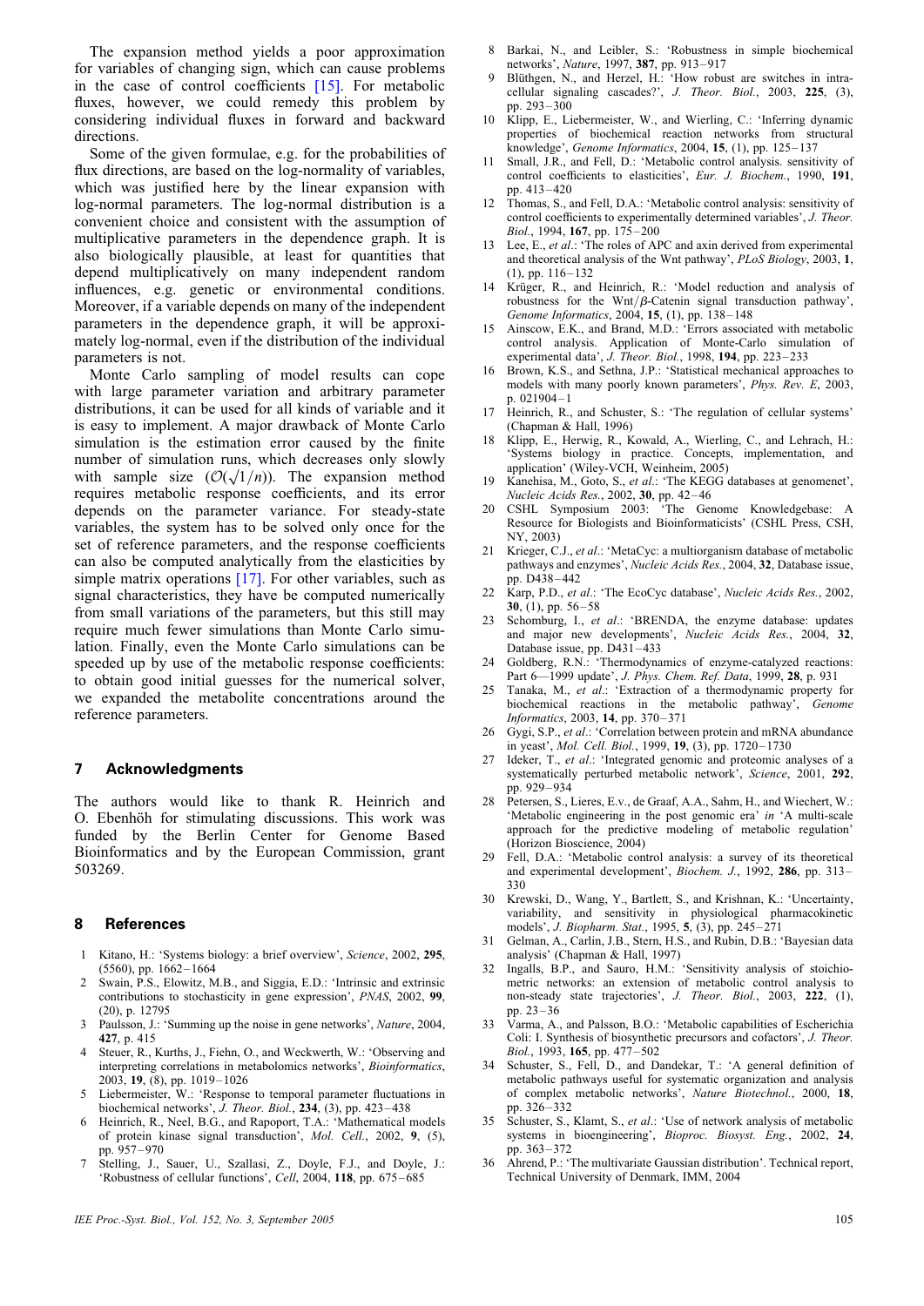The expansion method yields a poor approximation for variables of changing sign, which can cause problems in the case of control coefficients [15]. For metabolic fluxes, however, we could remedy this problem by considering individual fluxes in forward and backward directions.

Some of the given formulae, e.g. for the probabilities of flux directions, are based on the log-normality of variables, which was justified here by the linear expansion with log-normal parameters. The log-normal distribution is a convenient choice and consistent with the assumption of multiplicative parameters in the dependence graph. It is also biologically plausible, at least for quantities that depend multiplicatively on many independent random influences, e.g. genetic or environmental conditions. Moreover, if a variable depends on many of the independent parameters in the dependence graph, it will be approximately log-normal, even if the distribution of the individual parameters is not.

Monte Carlo sampling of model results can cope with large parameter variation and arbitrary parameter distributions, it can be used for all kinds of variable and it is easy to implement. A major drawback of Monte Carlo simulation is the estimation error caused by the finite number of simulation runs, which decreases only slowly with sample size ($\mathcal{O}(\sqrt{1/n})$). The expansion method requires metabolic response coefficients, and its error depends on the parameter variance. For steady-state variables, the system has to be solved only once for the set of reference parameters, and the response coefficients can also be computed analytically from the elasticities by simple matrix operations [17]. For other variables, such as signal characteristics, they have be computed numerically from small variations of the parameters, but this still may require much fewer simulations than Monte Carlo simulation. Finally, even the Monte Carlo simulations can be speeded up by use of the metabolic response coefficients: to obtain good initial guesses for the numerical solver, we expanded the metabolite concentrations around the reference parameters.

## 7 Acknowledgments

The authors would like to thank R. Heinrich and O. Ebenhöh for stimulating discussions. This work was funded by the Berlin Center for Genome Based Bioinformatics and by the European Commission, grant 503269.

## 8 References

1. Kitano, H.: 'Systems biology: a brief overview', *Science*, 2002, **295**, (5560), pp. 1662–1664
2. Swain, P.S., Elowitz, M.B., and Siggia, E.D.: 'Intrinsic and extrinsic contributions to stochasticity in gene expression', *PNAS*, 2002, **99**, (20), p. 12795
3. Paulsson, J.: 'Summing up the noise in gene networks', *Nature*, 2004, **427**, p. 415
4. Steuer, R., Kurths, J., Fiehn, O., and Weckwerth, W.: 'Observing and interpreting correlations in metabolomics networks', *Bioinformatics*, 2003, **19**, (8), pp. 1019–1026
5. Liebermeister, W.: 'Response to temporal parameter fluctuations in biochemical networks', *J. Theor. Biol.*, **234**, (3), pp. 423–438
6. Heinrich, R., Neel, B.G., and Rapoport, T.A.: 'Mathematical models of protein kinase signal transduction', *Mol. Cell.*, 2002, **9**, (5), pp. 957–970
7. Stelling, J., Sauer, U., Szallasi, Z., Doyle, F.J., and Doyle, J.: 'Robustness of cellular functions', *Cell*, 2004, **118**, pp. 675–685
8. Barkai, N., and Leibler, S.: 'Robustness in simple biochemical networks', *Nature*, 1997, **387**, pp. 913–917
9. Blüthgen, N., and Herzel, H.: 'How robust are switches in intracellular signaling cascades?', *J. Theor. Biol.*, 2003, **225**, (3), pp. 293–300
10. Klipp, E., Liebermeister, W., and Wierling, C.: 'Inferring dynamic properties of biochemical reaction networks from structural knowledge', *Genome Informatics*, 2004, **15**, (1), pp. 125–137
11. Small, J.R., and Fell, D.: 'Metabolic control analysis. sensitivity of control coefficients to elasticities', *Eur. J. Biochem.*, 1990, **191**, pp. 413–420
12. Thomas, S., and Fell, D.A.: 'Metabolic control analysis: sensitivity of control coefficients to experimentally determined variables', *J. Theor. Biol.*, 1994, **167**, pp. 175–200
13. Lee, E., *et al.*: 'The roles of APC and axin derived from experimental and theoretical analysis of the Wnt pathway', *PLoS Biology*, 2003, **1**, (1), pp. 116–132
14. Krüger, R., and Heinrich, R.: 'Model reduction and analysis of robustness for the Wnt/$\beta$-Catenin signal transduction pathway', *Genome Informatics*, 2004, **15**, (1), pp. 138–148
15. Ainscow, E.K., and Brand, M.D.: 'Errors associated with metabolic control analysis. Application of Monte-Carlo simulation of experimental data', *J. Theor. Biol.*, 1998, **194**, pp. 223–233
16. Brown, K.S., and Sethna, J.P.: 'Statistical mechanical approaches to models with many poorly known parameters', *Phys. Rev. E*, 2003, p. 021904–1
17. Heinrich, R., and Schuster, S.: 'The regulation of cellular systems' (Chapman & Hall, 1996)
18. Klipp, E., Herwig, R., Kowald, A., Wierling, C., and Lehrach, H.: 'Systems biology in practice. Concepts, implementation, and application' (Wiley-VCH, Weinheim, 2005)
19. Kanehisa, M., Goto, S., *et al.*: 'The KEGG databases at genomenet', *Nucleic Acids Res.*, 2002, **30**, pp. 42–46
20. CSHL Symposium 2003: 'The Genome Knowledgebase: A Resource for Biologists and Bioinformaticists' (CSHL Press, CSH, NY, 2003)
21. Krieger, C.J., *et al.*: 'MetaCyc: a multiorganism database of metabolic pathways and enzymes', *Nucleic Acids Res.*, 2004, **32**, Database issue, pp. D438–442
22. Karp, P.D., *et al.*: 'The EcoCyc database', *Nucleic Acids Res.*, 2002, **30**, (1), pp. 56–58
23. Schomburg, I., *et al.*: 'BRENDA, the enzyme database: updates and major new developments', *Nucleic Acids Res.*, 2004, **32**, Database issue, pp. D431–433
24. Goldberg, R.N.: 'Thermodynamics of enzyme-catalyzed reactions: Part 6—1999 update', *J. Phys. Chem. Ref. Data*, 1999, **28**, p. 931
25. Tanaka, M., *et al.*: 'Extraction of a thermodynamic property for biochemical reactions in the metabolic pathway', *Genome Informatics*, 2003, **14**, pp. 370–371
26. Gygi, S.P., *et al.*: 'Correlation between protein and mRNA abundance in yeast', *Mol. Cell. Biol.*, 1999, **19**, (3), pp. 1720–1730
27. Ideker, T., *et al.*: 'Integrated genomic and proteomic analyses of a systematically perturbed metabolic network', *Science*, 2001, **292**, pp. 929–934
28. Petersen, S., Lieres, E.v., de Graaf, A.A., Sahm, H., and Wiechert, W.: 'Metabolic engineering in the post genomic era' *in* 'A multi-scale approach for the predictive modeling of metabolic regulation' (Horizon Bioscience, 2004)
29. Fell, D.A.: 'Metabolic control analysis: a survey of its theoretical and experimental development', *Biochem. J.*, 1992, **286**, pp. 313–330
30. Krewski, D., Wang, Y., Bartlett, S., and Krishnan, K.: 'Uncertainty, variability, and sensitivity in physiological pharmacokinetic models', *J. Biopharm. Stat.*, 1995, **5**, (3), pp. 245–271
31. Gelman, A., Carlin, J.B., Stern, H.S., and Rubin, D.B.: 'Bayesian data analysis' (Chapman & Hall, 1997)
32. Ingalls, B.P., and Sauro, H.M.: 'Sensitivity analysis of stoichiometric networks: an extension of metabolic control analysis to non-steady state trajectories', *J. Theor. Biol.*, 2003, **222**, (1), pp. 23–36
33. Varma, A., and Palsson, B.O.: 'Metabolic capabilities of Escherichia Coli: I. Synthesis of biosynthetic precursors and cofactors', *J. Theor. Biol.*, 1993, **165**, pp. 477–502
34. Schuster, S., Fell, D., and Dandekar, T.: 'A general definition of metabolic pathways useful for systematic organization and analysis of complex metabolic networks', *Nature Biotechnol.*, 2000, **18**, pp. 326–332
35. Schuster, S., Klamt, S., *et al.*: 'Use of network analysis of metabolic systems in bioengineering', *Bioproc. Biosyst. Eng.*, 2002, **24**, pp. 363–372
36. Ahrend, P.: 'The multivariate Gaussian distribution'. Technical report, Technical University of Denmark, IMM, 2004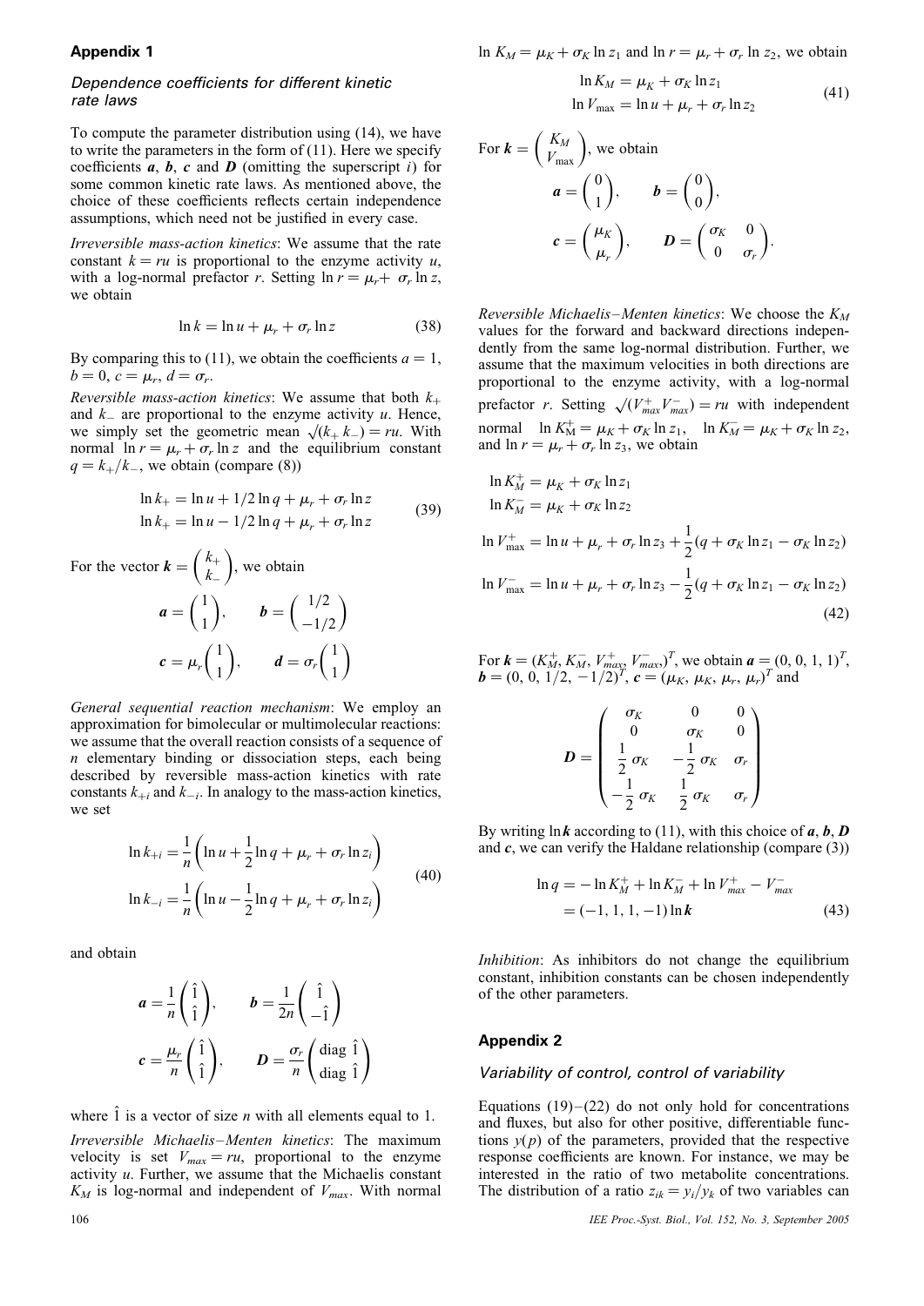## Appendix 1

### Dependence coefficients for different kinetic rate laws

To compute the parameter distribution using (14), we have to write the parameters in the form of (11). Here we specify coefficients $\boldsymbol{a}$, $\boldsymbol{b}$, $\boldsymbol{c}$ and $\boldsymbol{D}$ (omitting the superscript $i$) for some common kinetic rate laws. As mentioned above, the choice of these coefficients reflects certain independence assumptions, which need not be justified in every case.

*Irreversible mass-action kinetics*: We assume that the rate constant $k = ru$ is proportional to the enzyme activity $u$, with a log-normal prefactor $r$. Setting $\ln r = \mu_r + \sigma_r \ln z$, we obtain

$$\ln k = \ln u + \mu_r + \sigma_r \ln z \tag{38}$$

By comparing this to (11), we obtain the coefficients $a = 1$, $b = 0$, $c = \mu_r$, $d = \sigma_r$.

*Reversible mass-action kinetics*: We assume that both $k_+$ and $k_-$ are proportional to the enzyme activity $u$. Hence, we simply set the geometric mean $\sqrt{(k_+ k_-)} = ru$. With normal $\ln r = \mu_r + \sigma_r \ln z$ and the equilibrium constant $q = k_+/k_-$, we obtain (compare (8))

$$\begin{aligned} \ln k_+ &= \ln u + 1/2 \ln q + \mu_r + \sigma_r \ln z \\ \ln k_+ &= \ln u - 1/2 \ln q + \mu_r + \sigma_r \ln z \end{aligned} \tag{39}$$

For the vector $\boldsymbol{k} = \begin{pmatrix} k_+ \\ k_- \end{pmatrix}$, we obtain

$$\boldsymbol{a} = \begin{pmatrix} 1 \\ 1 \end{pmatrix}, \qquad \boldsymbol{b} = \begin{pmatrix} 1/2 \\ -1/2 \end{pmatrix}$$

$$\boldsymbol{c} = \mu_r \begin{pmatrix} 1 \\ 1 \end{pmatrix}, \qquad \boldsymbol{d} = \sigma_r \begin{pmatrix} 1 \\ 1 \end{pmatrix}$$

*General sequential reaction mechanism*: We employ an approximation for bimolecular or multimolecular reactions: we assume that the overall reaction consists of a sequence of $n$ elementary binding or dissociation steps, each being described by reversible mass-action kinetics with rate constants $k_{+i}$ and $k_{-i}$. In analogy to the mass-action kinetics, we set

$$\begin{aligned} \ln k_{+i} &= \frac{1}{n}\left(\ln u + \frac{1}{2}\ln q + \mu_r + \sigma_r \ln z_i\right) \\ \ln k_{-i} &= \frac{1}{n}\left(\ln u - \frac{1}{2}\ln q + \mu_r + \sigma_r \ln z_i\right) \end{aligned} \tag{40}$$

and obtain

$$\boldsymbol{a} = \frac{1}{n}\begin{pmatrix} \hat{1} \\ \hat{1} \end{pmatrix}, \qquad \boldsymbol{b} = \frac{1}{2n}\begin{pmatrix} \hat{1} \\ -\hat{1} \end{pmatrix}$$

$$\boldsymbol{c} = \frac{\mu_r}{n}\begin{pmatrix} \hat{1} \\ \hat{1} \end{pmatrix}, \qquad \boldsymbol{D} = \frac{\sigma_r}{n}\begin{pmatrix} \operatorname{diag} \hat{1} \\ \operatorname{diag} \hat{1} \end{pmatrix}$$

where $\hat{1}$ is a vector of size $n$ with all elements equal to 1.

*Irreversible Michaelis–Menten kinetics*: The maximum velocity is set $V_{max} = ru$, proportional to the enzyme activity $u$. Further, we assume that the Michaelis constant $K_M$ is log-normal and independent of $V_{max}$. With normal $\ln K_M = \mu_K + \sigma_K \ln z_1$ and $\ln r = \mu_r + \sigma_r \ln z_2$, we obtain

$$\begin{aligned} \ln K_M &= \mu_K + \sigma_K \ln z_1 \\ \ln V_{\max} &= \ln u + \mu_r + \sigma_r \ln z_2 \end{aligned} \tag{41}$$

For $\boldsymbol{k} = \begin{pmatrix} K_M \\ V_{\max} \end{pmatrix}$, we obtain

$$\boldsymbol{a} = \begin{pmatrix} 0 \\ 1 \end{pmatrix}, \qquad \boldsymbol{b} = \begin{pmatrix} 0 \\ 0 \end{pmatrix},$$

$$\boldsymbol{c} = \begin{pmatrix} \mu_K \\ \mu_r \end{pmatrix}, \qquad \boldsymbol{D} = \begin{pmatrix} \sigma_K & 0 \\ 0 & \sigma_r \end{pmatrix}.$$

*Reversible Michaelis–Menten kinetics*: We choose the $K_M$ values for the forward and backward directions independently from the same log-normal distribution. Further, we assume that the maximum velocities in both directions are proportional to the enzyme activity, with a log-normal prefactor $r$. Setting $\sqrt{(V^+_{max} V^-_{max})} = ru$ with independent normal $\ln K^+_M = \mu_K + \sigma_K \ln z_1$, $\ln K^-_M = \mu_K + \sigma_K \ln z_2$, and $\ln r = \mu_r + \sigma_r \ln z_3$, we obtain

$$\begin{aligned} \ln K^+_M &= \mu_K + \sigma_K \ln z_1 \\ \ln K^-_M &= \mu_K + \sigma_K \ln z_2 \\ \ln V^+_{\max} &= \ln u + \mu_r + \sigma_r \ln z_3 + \frac{1}{2}(q + \sigma_K \ln z_1 - \sigma_K \ln z_2) \\ \ln V^-_{\max} &= \ln u + \mu_r + \sigma_r \ln z_3 - \frac{1}{2}(q + \sigma_K \ln z_1 - \sigma_K \ln z_2) \end{aligned} \tag{42}$$

For $\boldsymbol{k} = (K^+_M, K^-_M, V^+_{max}, V^-_{max},)^T$, we obtain $\boldsymbol{a} = (0, 0, 1, 1)^T$, $\boldsymbol{b} = (0, 0, 1/2, -1/2)^T$, $\boldsymbol{c} = (\mu_K, \mu_K, \mu_r, \mu_r)^T$ and

$$\boldsymbol{D} = \begin{pmatrix} \sigma_K & 0 & 0 \\ 0 & \sigma_K & 0 \\ \frac{1}{2}\sigma_K & -\frac{1}{2}\sigma_K & \sigma_r \\ -\frac{1}{2}\sigma_K & \frac{1}{2}\sigma_K & \sigma_r \end{pmatrix}$$

By writing $\ln \boldsymbol{k}$ according to (11), with this choice of $\boldsymbol{a}$, $\boldsymbol{b}$, $\boldsymbol{D}$ and $\boldsymbol{c}$, we can verify the Haldane relationship (compare (3))

$$\begin{aligned} \ln q &= -\ln K^+_M + \ln K^-_M + \ln V^+_{max} - V^-_{max} \\ &= (-1, 1, 1, -1) \ln \boldsymbol{k} \end{aligned} \tag{43}$$

*Inhibition*: As inhibitors do not change the equilibrium constant, inhibition constants can be chosen independently of the other parameters.

## Appendix 2

### Variability of control, control of variability

Equations (19)–(22) do not only hold for concentrations and fluxes, but also for other positive, differentiable functions $y(p)$ of the parameters, provided that the respective response coefficients are known. For instance, we may be interested in the ratio of two metabolite concentrations. The distribution of a ratio $z_{ik} = y_i/y_k$ of two variables can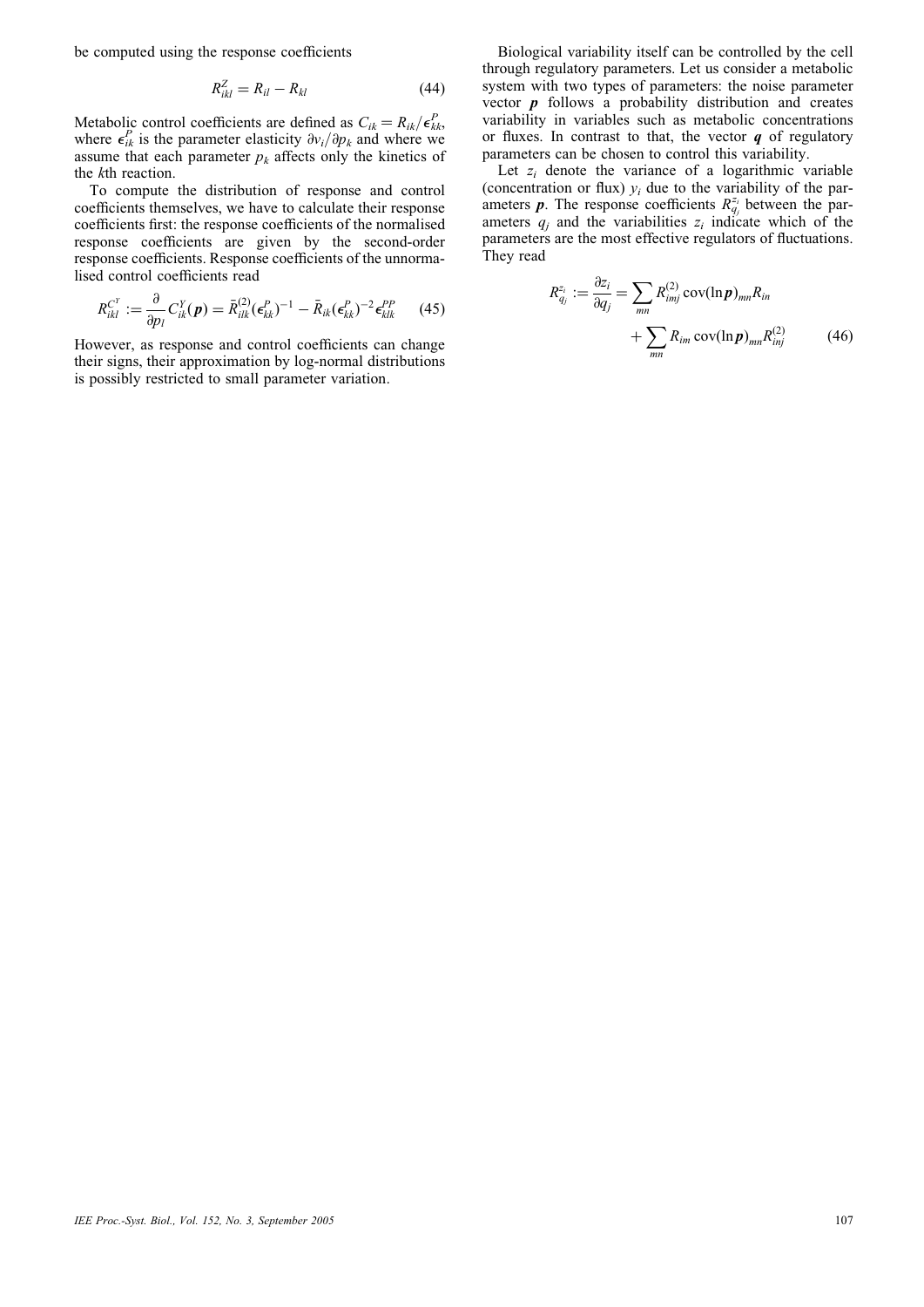be computed using the response coefficients

$$R^{Z}_{ikl} = R_{il} - R_{kl} \tag{44}$$

Metabolic control coefficients are defined as $C_{ik} = R_{ik}/\epsilon^{P}_{kk}$, where $\epsilon^{P}_{ik}$ is the parameter elasticity $\partial v_i/\partial p_k$ and where we assume that each parameter $p_k$ affects only the kinetics of the $k$th reaction.

To compute the distribution of response and control coefficients themselves, we have to calculate their response coefficients first: the response coefficients of the normalised response coefficients are given by the second-order response coefficients. Response coefficients of the unnormalised control coefficients read

$$R^{C^{Y}}_{ikl} := \frac{\partial}{\partial p_l} C^{Y}_{ik}(\boldsymbol{p}) = \bar{R}^{(2)}_{ilk}(\epsilon^{P}_{kk})^{-1} - \bar{R}_{ik}(\epsilon^{P}_{kk})^{-2}\epsilon^{PP}_{klk} \tag{45}$$

However, as response and control coefficients can change their signs, their approximation by log-normal distributions is possibly restricted to small parameter variation.

Biological variability itself can be controlled by the cell through regulatory parameters. Let us consider a metabolic system with two types of parameters: the noise parameter vector $\boldsymbol{p}$ follows a probability distribution and creates variability in variables such as metabolic concentrations or fluxes. In contrast to that, the vector $\boldsymbol{q}$ of regulatory parameters can be chosen to control this variability.

Let $z_i$ denote the variance of a logarithmic variable (concentration or flux) $y_i$ due to the variability of the parameters $\boldsymbol{p}$. The response coefficients $R^{z_i}_{q_j}$ between the parameters $q_j$ and the variabilities $z_i$ indicate which of the parameters are the most effective regulators of fluctuations. They read

$$R^{z_i}_{q_j} := \frac{\partial z_i}{\partial q_j} = \sum_{mn} R^{(2)}_{imj}\,\mathrm{cov}(\ln \boldsymbol{p})_{mn} R_{in} + \sum_{mn} R_{im}\,\mathrm{cov}(\ln \boldsymbol{p})_{mn} R^{(2)}_{inj} \tag{46}$$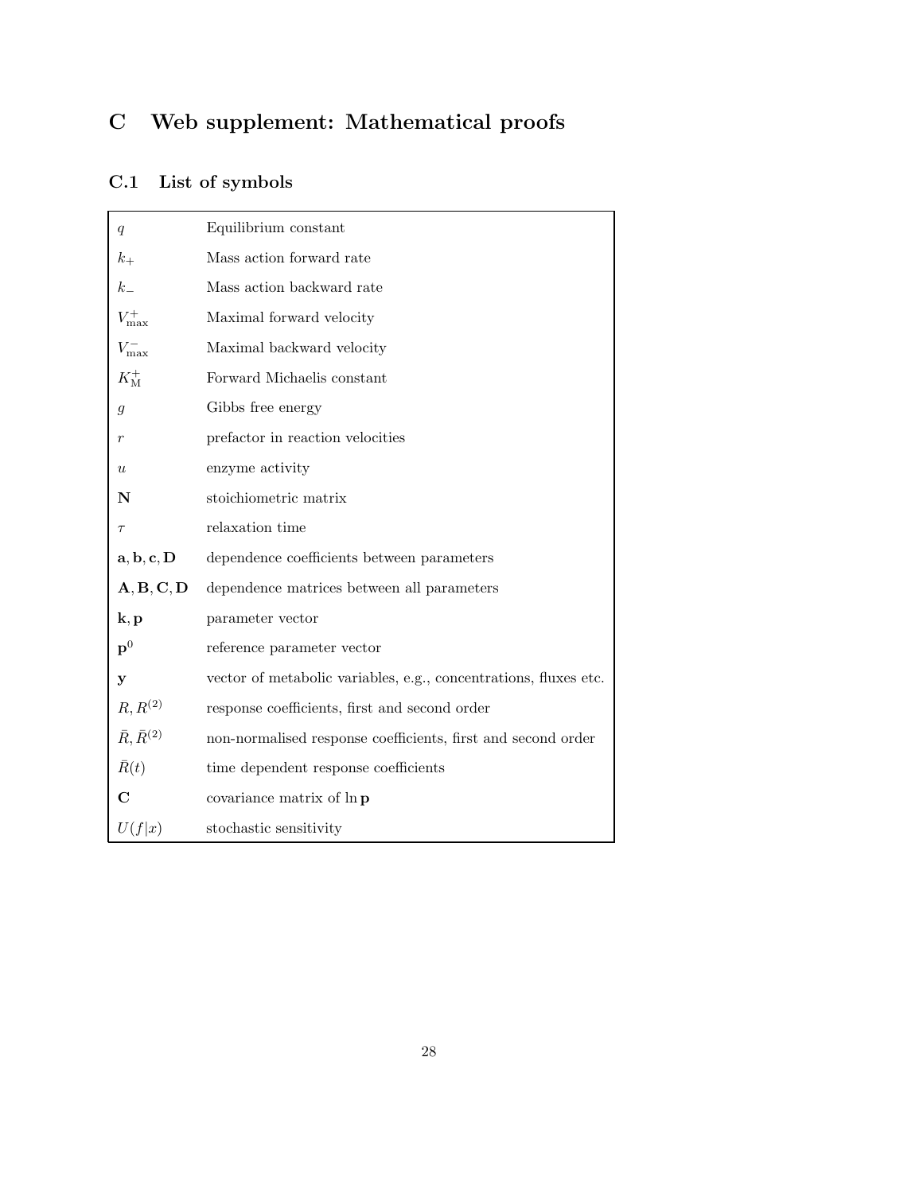# C Web supplement: Mathematical proofs

## C.1 List of symbols

| | |
|---|---|
| $q$ | Equilibrium constant |
| $k_+$ | Mass action forward rate |
| $k_-$ | Mass action backward rate |
| $V_{\max}^+$ | Maximal forward velocity |
| $V_{\max}^-$ | Maximal backward velocity |
| $K_{\mathrm{M}}^+$ | Forward Michaelis constant |
| $g$ | Gibbs free energy |
| $r$ | prefactor in reaction velocities |
| $u$ | enzyme activity |
| $\mathbf{N}$ | stoichiometric matrix |
| $\tau$ | relaxation time |
| $\mathbf{a}, \mathbf{b}, \mathbf{c}, \mathbf{D}$ | dependence coefficients between parameters |
| $\mathbf{A}, \mathbf{B}, \mathbf{C}, \mathbf{D}$ | dependence matrices between all parameters |
| $\mathbf{k}, \mathbf{p}$ | parameter vector |
| $\mathbf{p}^0$ | reference parameter vector |
| $\mathbf{y}$ | vector of metabolic variables, e.g., concentrations, fluxes etc. |
| $R, R^{(2)}$ | response coefficients, first and second order |
| $\bar{R}, \bar{R}^{(2)}$ | non-normalised response coefficients, first and second order |
| $\bar{R}(t)$ | time dependent response coefficients |
| $\mathbf{C}$ | covariance matrix of $\ln \mathbf{p}$ |
| $U(f\|x)$ | stochastic sensitivity |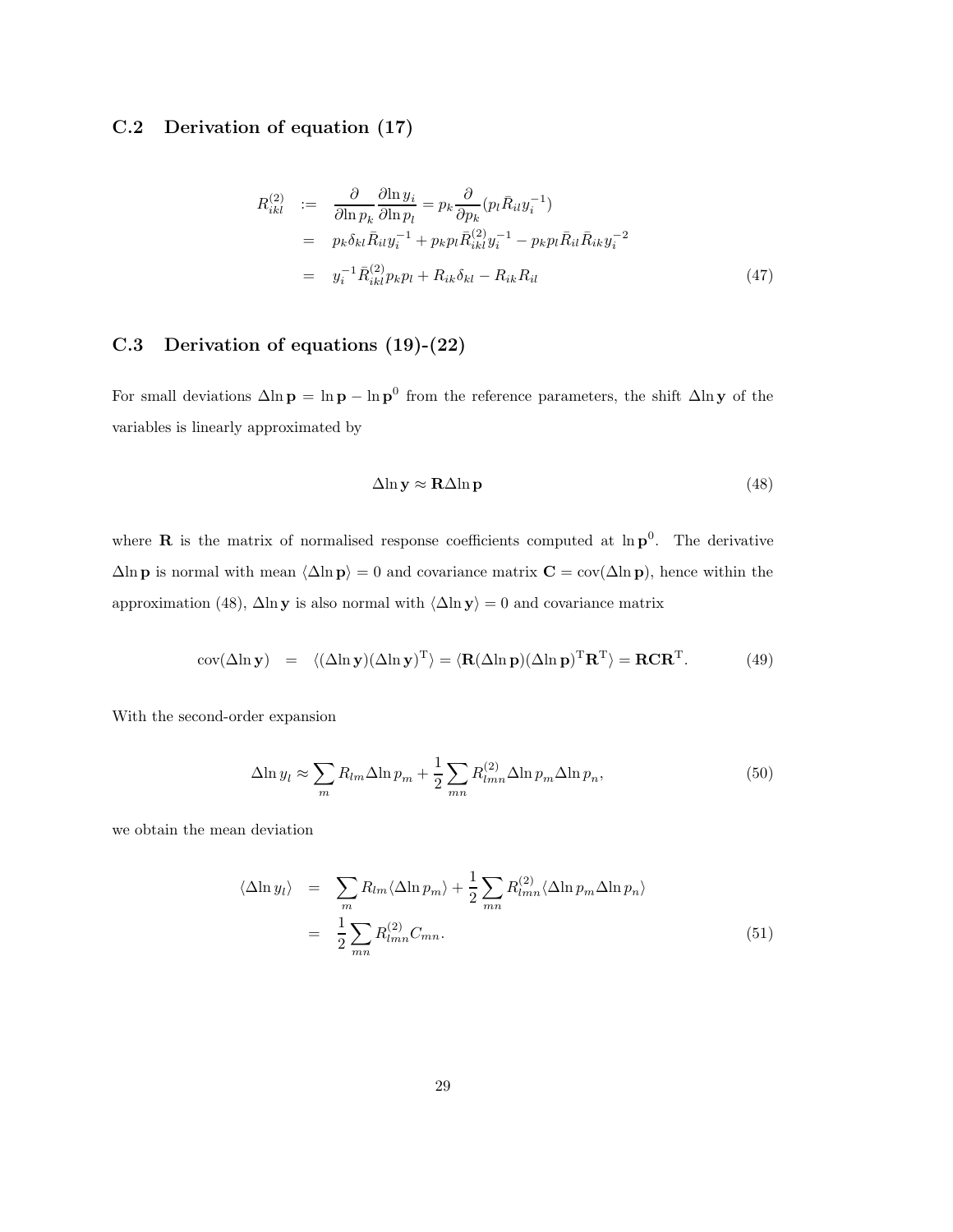## C.2 Derivation of equation (17)

$$
\begin{aligned}
R^{(2)}_{ikl} &:= \frac{\partial}{\partial \ln p_k} \frac{\partial \ln y_i}{\partial \ln p_l} = p_k \frac{\partial}{\partial p_k}(p_l \bar{R}_{il} y_i^{-1}) \\
&= p_k \delta_{kl} \bar{R}_{il} y_i^{-1} + p_k p_l \bar{R}^{(2)}_{ikl} y_i^{-1} - p_k p_l \bar{R}_{il} \bar{R}_{ik} y_i^{-2} \\
&= y_i^{-1} \bar{R}^{(2)}_{ikl} p_k p_l + R_{ik} \delta_{kl} - R_{ik} R_{il}
\end{aligned}
\tag{47}
$$

## C.3 Derivation of equations (19)-(22)

For small deviations $\Delta \ln \mathbf{p} = \ln \mathbf{p} - \ln \mathbf{p}^0$ from the reference parameters, the shift $\Delta \ln \mathbf{y}$ of the variables is linearly approximated by

$$
\Delta \ln \mathbf{y} \approx \mathbf{R} \Delta \ln \mathbf{p} \tag{48}
$$

where $\mathbf{R}$ is the matrix of normalised response coefficients computed at $\ln \mathbf{p}^0$. The derivative $\Delta \ln \mathbf{p}$ is normal with mean $\langle \Delta \ln \mathbf{p} \rangle = 0$ and covariance matrix $\mathbf{C} = \mathrm{cov}(\Delta \ln \mathbf{p})$, hence within the approximation (48), $\Delta \ln \mathbf{y}$ is also normal with $\langle \Delta \ln \mathbf{y} \rangle = 0$ and covariance matrix

$$
\mathrm{cov}(\Delta \ln \mathbf{y}) = \langle (\Delta \ln \mathbf{y})(\Delta \ln \mathbf{y})^{\mathrm{T}} \rangle = \langle \mathbf{R}(\Delta \ln \mathbf{p})(\Delta \ln \mathbf{p})^{\mathrm{T}} \mathbf{R}^{\mathrm{T}} \rangle = \mathbf{R} \mathbf{C} \mathbf{R}^{\mathrm{T}}. \tag{49}
$$

With the second-order expansion

$$
\Delta \ln y_l \approx \sum_m R_{lm} \Delta \ln p_m + \frac{1}{2} \sum_{mn} R^{(2)}_{lmn} \Delta \ln p_m \Delta \ln p_n, \tag{50}
$$

we obtain the mean deviation

$$
\begin{aligned}
\langle \Delta \ln y_l \rangle &= \sum_m R_{lm} \langle \Delta \ln p_m \rangle + \frac{1}{2} \sum_{mn} R^{(2)}_{lmn} \langle \Delta \ln p_m \Delta \ln p_n \rangle \\
&= \frac{1}{2} \sum_{mn} R^{(2)}_{lmn} C_{mn}.
\end{aligned}
\tag{51}
$$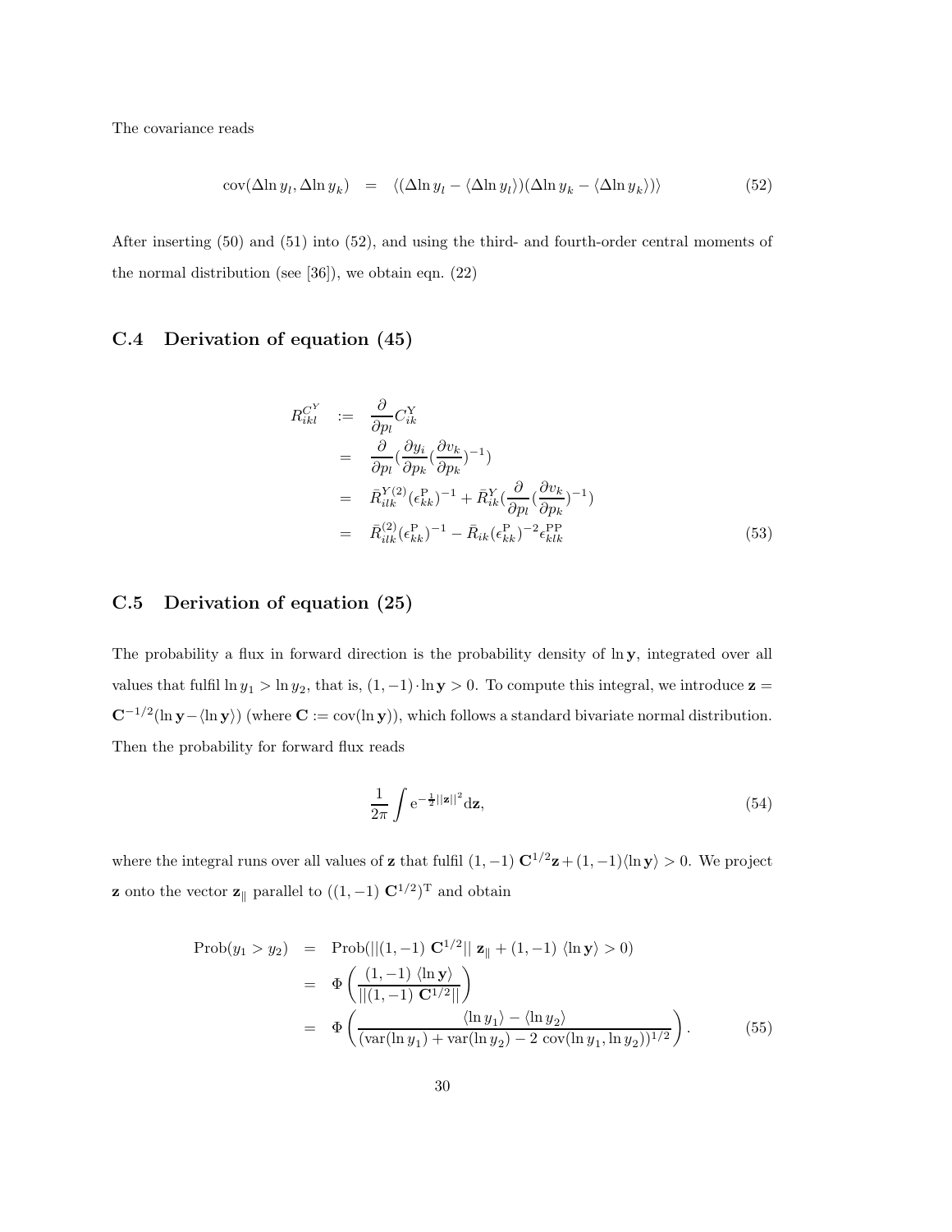The covariance reads

$$\mathrm{cov}(\Delta \ln y_l, \Delta \ln y_k) = \langle (\Delta \ln y_l - \langle \Delta \ln y_l \rangle)(\Delta \ln y_k - \langle \Delta \ln y_k \rangle) \rangle \tag{52}$$

After inserting (50) and (51) into (52), and using the third- and fourth-order central moments of the normal distribution (see [36]), we obtain eqn. (22)

### C.4 Derivation of equation (45)

$$\begin{aligned}
R^{C^Y}_{ikl} &:= \frac{\partial}{\partial p_l} C^{\mathrm{Y}}_{ik} \\
&= \frac{\partial}{\partial p_l} (\frac{\partial y_i}{\partial p_k} (\frac{\partial v_k}{\partial p_k})^{-1}) \\
&= \bar{R}^{Y(2)}_{ilk} (\epsilon^{\mathrm{P}}_{kk})^{-1} + \bar{R}^{Y}_{ik} (\frac{\partial}{\partial p_l} (\frac{\partial v_k}{\partial p_k})^{-1}) \\
&= \bar{R}^{(2)}_{ilk} (\epsilon^{\mathrm{P}}_{kk})^{-1} - \bar{R}_{ik} (\epsilon^{\mathrm{P}}_{kk})^{-2} \epsilon^{\mathrm{PP}}_{klk}
\end{aligned} \tag{53}$$

### C.5 Derivation of equation (25)

The probability a flux in forward direction is the probability density of $\ln \mathbf{y}$, integrated over all values that fulfil $\ln y_1 > \ln y_2$, that is, $(1, -1) \cdot \ln \mathbf{y} > 0$. To compute this integral, we introduce $\mathbf{z} = \mathbf{C}^{-1/2} (\ln \mathbf{y} - \langle \ln \mathbf{y} \rangle)$ (where $\mathbf{C} := \mathrm{cov}(\ln \mathbf{y})$), which follows a standard bivariate normal distribution. Then the probability for forward flux reads

$$\frac{1}{2\pi} \int \mathrm{e}^{-\frac{1}{2} ||\mathbf{z}||^2} \mathrm{d}\mathbf{z}, \tag{54}$$

where the integral runs over all values of $\mathbf{z}$ that fulfil $(1, -1)\ \mathbf{C}^{1/2} \mathbf{z} + (1, -1) \langle \ln \mathbf{y} \rangle > 0$. We project $\mathbf{z}$ onto the vector $\mathbf{z}_{\parallel}$ parallel to $((1, -1)\ \mathbf{C}^{1/2})^{\mathrm{T}}$ and obtain

$$\begin{aligned}
\mathrm{Prob}(y_1 > y_2) &= \mathrm{Prob}(||(1, -1)\ \mathbf{C}^{1/2}||\ \mathbf{z}_{\parallel} + (1, -1)\ \langle \ln \mathbf{y} \rangle > 0) \\
&= \Phi \left( \frac{(1, -1)\ \langle \ln \mathbf{y} \rangle}{||(1, -1)\ \mathbf{C}^{1/2}||} \right) \\
&= \Phi \left( \frac{\langle \ln y_1 \rangle - \langle \ln y_2 \rangle}{(\mathrm{var}(\ln y_1) + \mathrm{var}(\ln y_2) - 2\ \mathrm{cov}(\ln y_1, \ln y_2))^{1/2}} \right).
\end{aligned} \tag{55}$$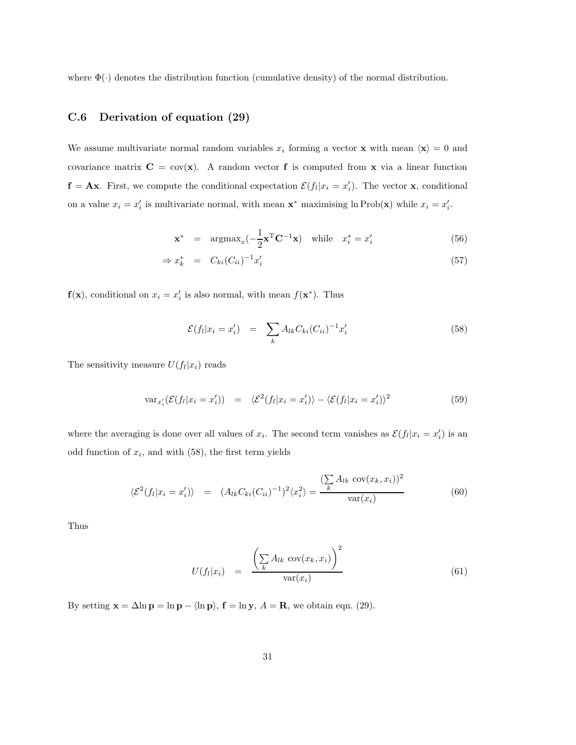where $\Phi(\cdot)$ denotes the distribution function (cumulative density) of the normal distribution.

### C.6 Derivation of equation (29)

We assume multivariate normal random variables $x_i$ forming a vector $\mathbf{x}$ with mean $\langle \mathbf{x} \rangle = 0$ and covariance matrix $\mathbf{C} = \mathrm{cov}(\mathbf{x})$. A random vector $\mathbf{f}$ is computed from $\mathbf{x}$ via a linear function $\mathbf{f} = \mathbf{A}\mathbf{x}$. First, we compute the conditional expectation $\mathcal{E}(f_l | x_i = x_i')$. The vector $\mathbf{x}$, conditional on a value $x_i = x_i'$ is multivariate normal, with mean $\mathbf{x}^*$ maximising $\ln \mathrm{Prob}(\mathbf{x})$ while $x_i = x_i'$.

$$
\begin{aligned}
\mathbf{x}^* &= \mathrm{argmax}_x \left(-\frac{1}{2}\mathbf{x}^{\mathrm{T}}\mathbf{C}^{-1}\mathbf{x}\right) \quad \text{while} \quad x_i^* = x_i' && (56) \\
\Rightarrow x_k^* &= C_{ki}(C_{ii})^{-1}x_i' && (57)
\end{aligned}
$$

$\mathbf{f}(\mathbf{x})$, conditional on $x_i = x_i'$ is also normal, with mean $f(\mathbf{x}^*)$. Thus

$$
\mathcal{E}(f_l | x_i = x_i') = \sum_k A_{lk} C_{ki} (C_{ii})^{-1} x_i' \qquad (58)
$$

The sensitivity measure $U(f_l | x_i)$ reads

$$
\mathrm{var}_{x_i'}(\mathcal{E}(f_l | x_i = x_i')) = \langle \mathcal{E}^2(f_l | x_i = x_i') \rangle - \langle \mathcal{E}(f_l | x_i = x_i') \rangle^2 \qquad (59)
$$

where the averaging is done over all values of $x_i$. The second term vanishes as $\mathcal{E}(f_l | x_i = x_i')$ is an odd function of $x_i$, and with (58), the first term yields

$$
\langle \mathcal{E}^2(f_l | x_i = x_i') \rangle = (A_{lk} C_{ki} (C_{ii})^{-1})^2 \langle x_i^2 \rangle = \frac{(\sum_k A_{lk} \ \mathrm{cov}(x_k, x_i))^2}{\mathrm{var}(x_i)} \qquad (60)
$$

Thus

$$
U(f_l | x_i) = \frac{\left(\sum_k A_{lk} \ \mathrm{cov}(x_k, x_i)\right)^2}{\mathrm{var}(x_i)} \qquad (61)
$$

By setting $\mathbf{x} = \Delta \ln \mathbf{p} = \ln \mathbf{p} - \langle \ln \mathbf{p} \rangle$, $\mathbf{f} = \ln \mathbf{y}$, $A = \mathbf{R}$, we obtain eqn. (29).